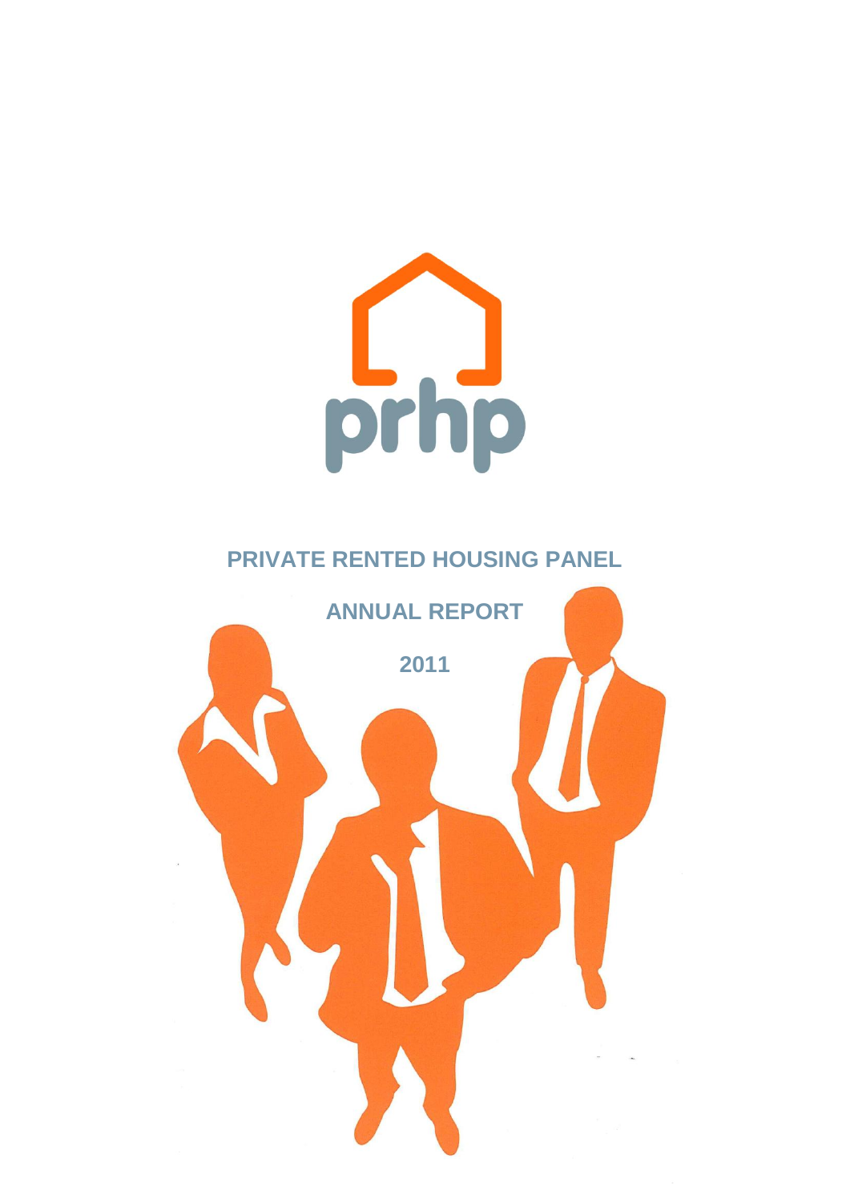prhp

# PRIVATE RENTED HOUSING PANEL

## ANNUAL REPORT

## 2011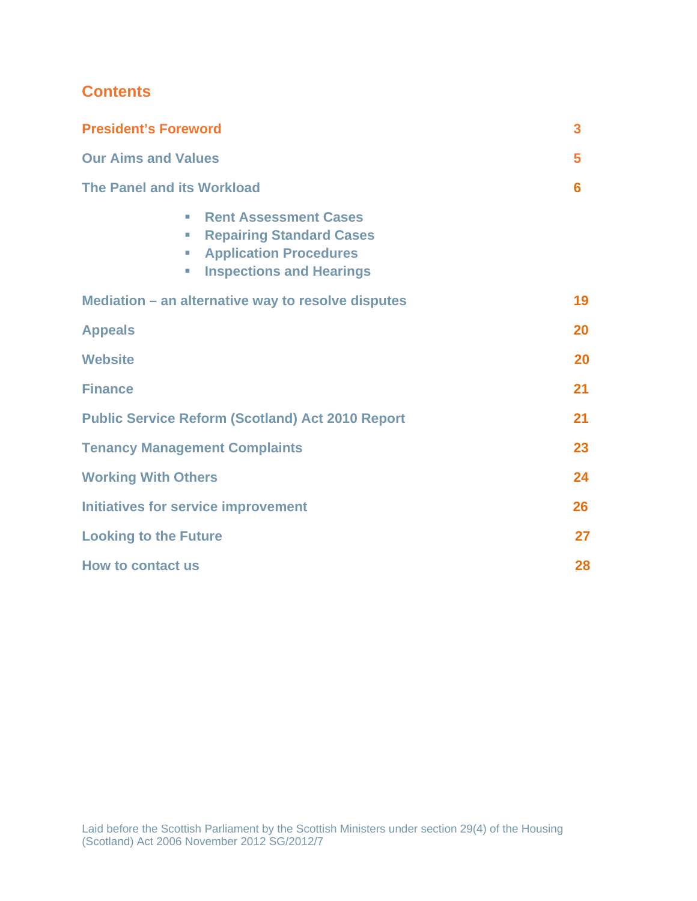## Contents

| | |
|---|---|
| **President's Foreword** | **3** |
| **Our Aims and Values** | **5** |
| **The Panel and its Workload** | **6** |

- **Rent Assessment Cases**
- **Repairing Standard Cases**
- **Application Procedures**
- **Inspections and Hearings**

| | |
|---|---|
| **Mediation – an alternative way to resolve disputes** | **19** |
| **Appeals** | **20** |
| **Website** | **20** |
| **Finance** | **21** |
| **Public Service Reform (Scotland) Act 2010 Report** | **21** |
| **Tenancy Management Complaints** | **23** |
| **Working With Others** | **24** |
| **Initiatives for service improvement** | **26** |
| **Looking to the Future** | **27** |
| **How to contact us** | **28** |

Laid before the Scottish Parliament by the Scottish Ministers under section 29(4) of the Housing (Scotland) Act 2006 November 2012 SG/2012/7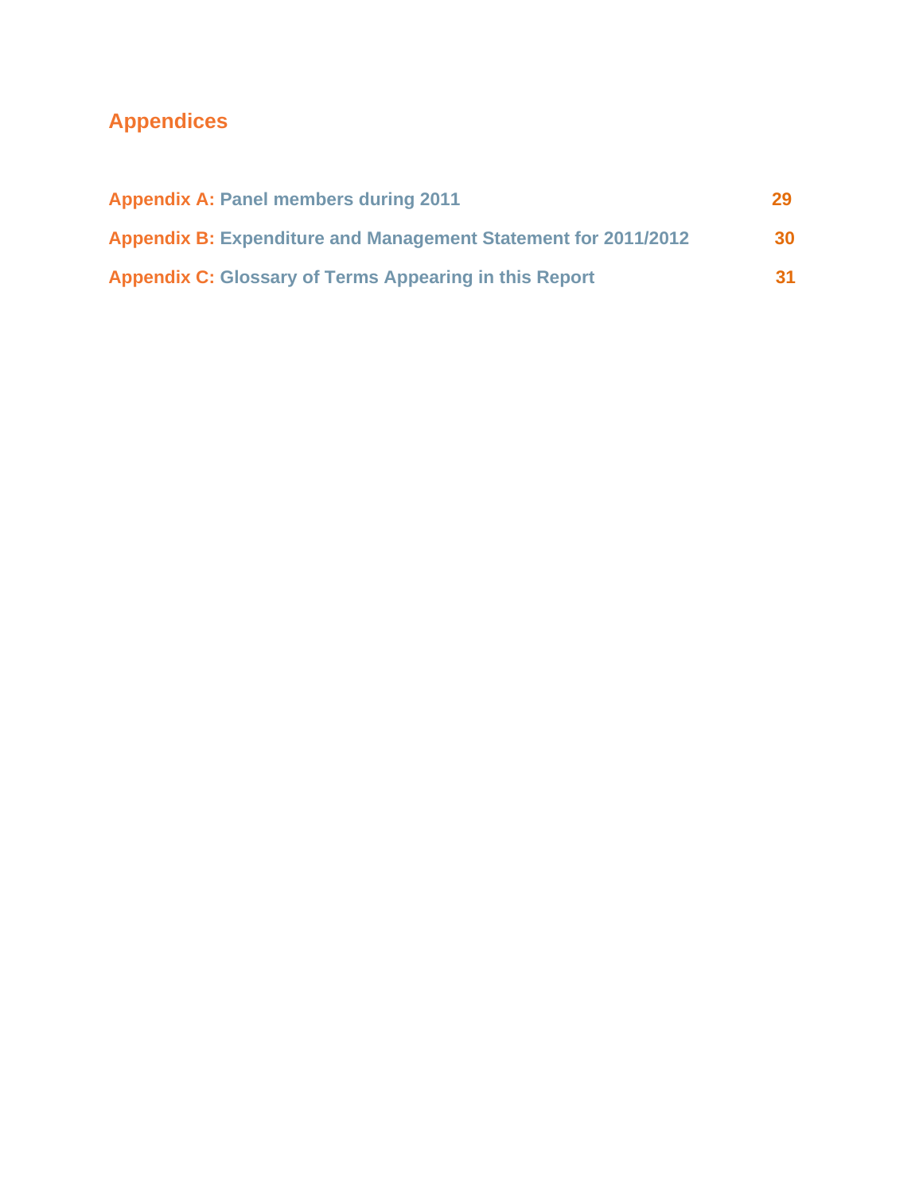## Appendices

**Appendix A: Panel members during 2011** 29

**Appendix B: Expenditure and Management Statement for 2011/2012** 30

**Appendix C: Glossary of Terms Appearing in this Report** 31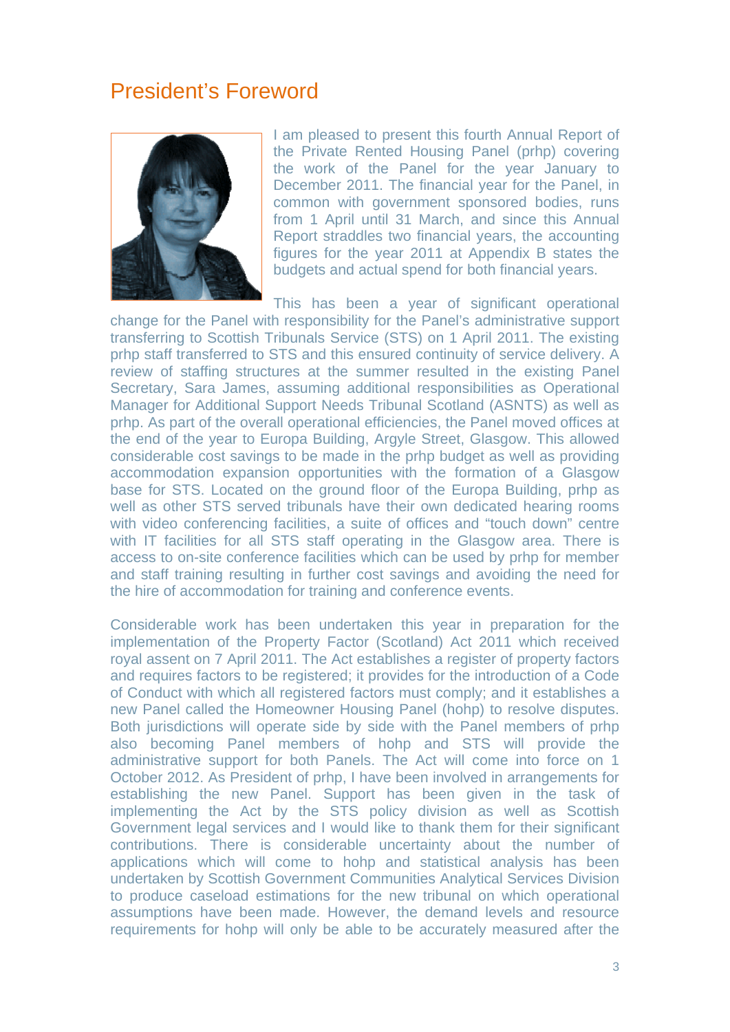# President's Foreword

I am pleased to present this fourth Annual Report of the Private Rented Housing Panel (prhp) covering the work of the Panel for the year January to December 2011. The financial year for the Panel, in common with government sponsored bodies, runs from 1 April until 31 March, and since this Annual Report straddles two financial years, the accounting figures for the year 2011 at Appendix B states the budgets and actual spend for both financial years.

This has been a year of significant operational change for the Panel with responsibility for the Panel's administrative support transferring to Scottish Tribunals Service (STS) on 1 April 2011. The existing prhp staff transferred to STS and this ensured continuity of service delivery. A review of staffing structures at the summer resulted in the existing Panel Secretary, Sara James, assuming additional responsibilities as Operational Manager for Additional Support Needs Tribunal Scotland (ASNTS) as well as prhp. As part of the overall operational efficiencies, the Panel moved offices at the end of the year to Europa Building, Argyle Street, Glasgow. This allowed considerable cost savings to be made in the prhp budget as well as providing accommodation expansion opportunities with the formation of a Glasgow base for STS. Located on the ground floor of the Europa Building, prhp as well as other STS served tribunals have their own dedicated hearing rooms with video conferencing facilities, a suite of offices and "touch down" centre with IT facilities for all STS staff operating in the Glasgow area. There is access to on-site conference facilities which can be used by prhp for member and staff training resulting in further cost savings and avoiding the need for the hire of accommodation for training and conference events.

Considerable work has been undertaken this year in preparation for the implementation of the Property Factor (Scotland) Act 2011 which received royal assent on 7 April 2011. The Act establishes a register of property factors and requires factors to be registered; it provides for the introduction of a Code of Conduct with which all registered factors must comply; and it establishes a new Panel called the Homeowner Housing Panel (hohp) to resolve disputes. Both jurisdictions will operate side by side with the Panel members of prhp also becoming Panel members of hohp and STS will provide the administrative support for both Panels. The Act will come into force on 1 October 2012. As President of prhp, I have been involved in arrangements for establishing the new Panel. Support has been given in the task of implementing the Act by the STS policy division as well as Scottish Government legal services and I would like to thank them for their significant contributions. There is considerable uncertainty about the number of applications which will come to hohp and statistical analysis has been undertaken by Scottish Government Communities Analytical Services Division to produce caseload estimations for the new tribunal on which operational assumptions have been made. However, the demand levels and resource requirements for hohp will only be able to be accurately measured after the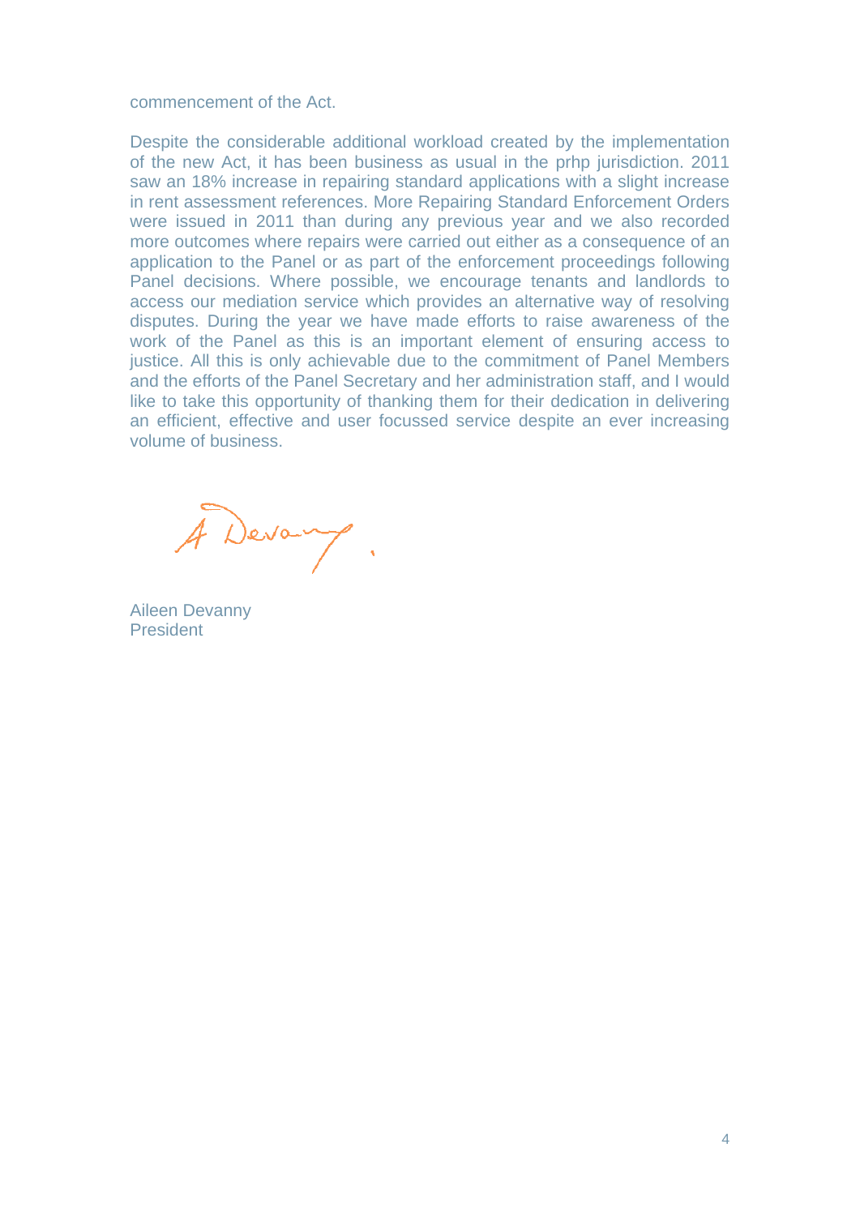commencement of the Act.

Despite the considerable additional workload created by the implementation of the new Act, it has been business as usual in the prhp jurisdiction. 2011 saw an 18% increase in repairing standard applications with a slight increase in rent assessment references. More Repairing Standard Enforcement Orders were issued in 2011 than during any previous year and we also recorded more outcomes where repairs were carried out either as a consequence of an application to the Panel or as part of the enforcement proceedings following Panel decisions. Where possible, we encourage tenants and landlords to access our mediation service which provides an alternative way of resolving disputes. During the year we have made efforts to raise awareness of the work of the Panel as this is an important element of ensuring access to justice. All this is only achievable due to the commitment of Panel Members and the efforts of the Panel Secretary and her administration staff, and I would like to take this opportunity of thanking them for their dedication in delivering an efficient, effective and user focussed service despite an ever increasing volume of business.

Aileen Devanny
President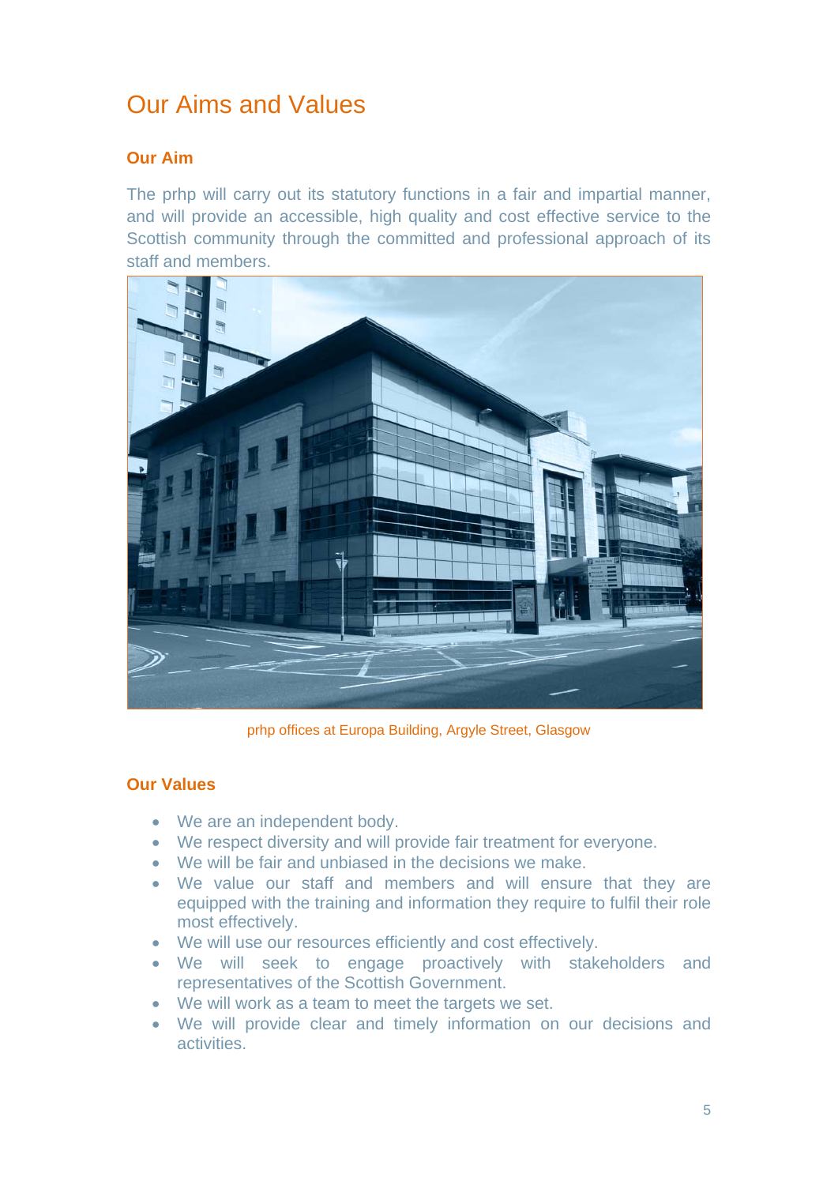# Our Aims and Values

### Our Aim

The prhp will carry out its statutory functions in a fair and impartial manner, and will provide an accessible, high quality and cost effective service to the Scottish community through the committed and professional approach of its staff and members.

prhp offices at Europa Building, Argyle Street, Glasgow

### Our Values

- We are an independent body.
- We respect diversity and will provide fair treatment for everyone.
- We will be fair and unbiased in the decisions we make.
- We value our staff and members and will ensure that they are equipped with the training and information they require to fulfil their role most effectively.
- We will use our resources efficiently and cost effectively.
- We will seek to engage proactively with stakeholders and representatives of the Scottish Government.
- We will work as a team to meet the targets we set.
- We will provide clear and timely information on our decisions and activities.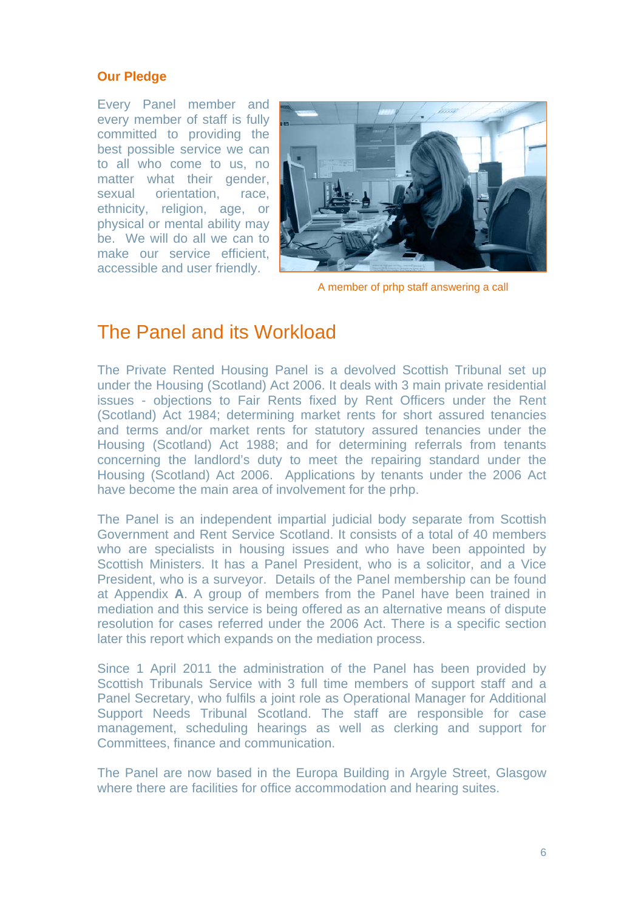### Our Pledge

Every Panel member and every member of staff is fully committed to providing the best possible service we can to all who come to us, no matter what their gender, sexual orientation, race, ethnicity, religion, age, or physical or mental ability may be. We will do all we can to make our service efficient, accessible and user friendly.

A member of prhp staff answering a call

## The Panel and its Workload

The Private Rented Housing Panel is a devolved Scottish Tribunal set up under the Housing (Scotland) Act 2006. It deals with 3 main private residential issues - objections to Fair Rents fixed by Rent Officers under the Rent (Scotland) Act 1984; determining market rents for short assured tenancies and terms and/or market rents for statutory assured tenancies under the Housing (Scotland) Act 1988; and for determining referrals from tenants concerning the landlord's duty to meet the repairing standard under the Housing (Scotland) Act 2006. Applications by tenants under the 2006 Act have become the main area of involvement for the prhp.

The Panel is an independent impartial judicial body separate from Scottish Government and Rent Service Scotland. It consists of a total of 40 members who are specialists in housing issues and who have been appointed by Scottish Ministers. It has a Panel President, who is a solicitor, and a Vice President, who is a surveyor. Details of the Panel membership can be found at Appendix **A**. A group of members from the Panel have been trained in mediation and this service is being offered as an alternative means of dispute resolution for cases referred under the 2006 Act. There is a specific section later this report which expands on the mediation process.

Since 1 April 2011 the administration of the Panel has been provided by Scottish Tribunals Service with 3 full time members of support staff and a Panel Secretary, who fulfils a joint role as Operational Manager for Additional Support Needs Tribunal Scotland. The staff are responsible for case management, scheduling hearings as well as clerking and support for Committees, finance and communication.

The Panel are now based in the Europa Building in Argyle Street, Glasgow where there are facilities for office accommodation and hearing suites.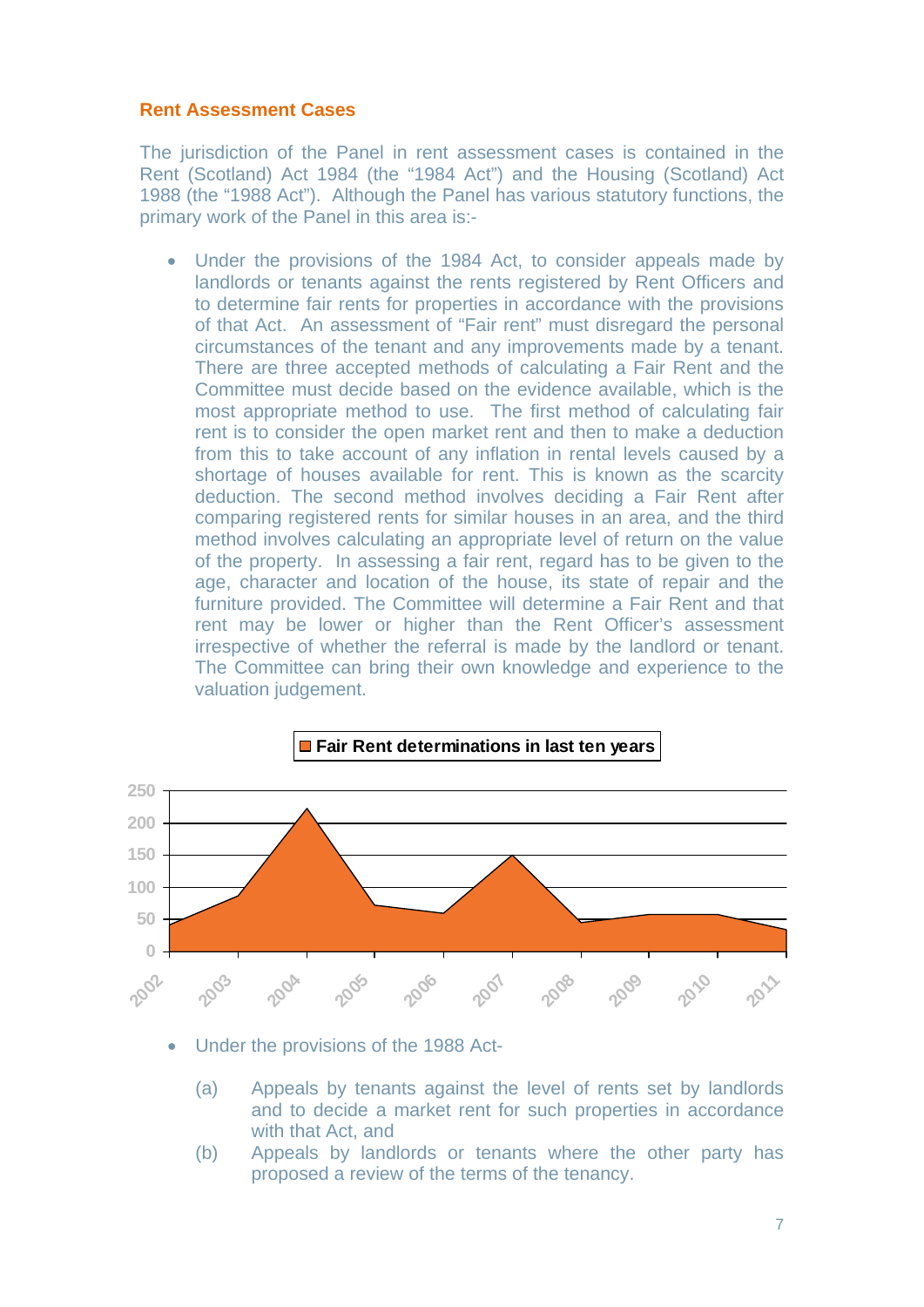## Rent Assessment Cases

The jurisdiction of the Panel in rent assessment cases is contained in the Rent (Scotland) Act 1984 (the "1984 Act") and the Housing (Scotland) Act 1988 (the "1988 Act"). Although the Panel has various statutory functions, the primary work of the Panel in this area is:-

- Under the provisions of the 1984 Act, to consider appeals made by landlords or tenants against the rents registered by Rent Officers and to determine fair rents for properties in accordance with the provisions of that Act. An assessment of "Fair rent" must disregard the personal circumstances of the tenant and any improvements made by a tenant. There are three accepted methods of calculating a Fair Rent and the Committee must decide based on the evidence available, which is the most appropriate method to use. The first method of calculating fair rent is to consider the open market rent and then to make a deduction from this to take account of any inflation in rental levels caused by a shortage of houses available for rent. This is known as the scarcity deduction. The second method involves deciding a Fair Rent after comparing registered rents for similar houses in an area, and the third method involves calculating an appropriate level of return on the value of the property. In assessing a fair rent, regard has to be given to the age, character and location of the house, its state of repair and the furniture provided. The Committee will determine a Fair Rent and that rent may be lower or higher than the Rent Officer's assessment irrespective of whether the referral is made by the landlord or tenant. The Committee can bring their own knowledge and experience to the valuation judgement.

Fair Rent determinations in last ten years

- Under the provisions of the 1988 Act-

  (a) Appeals by tenants against the level of rents set by landlords and to decide a market rent for such properties in accordance with that Act, and

  (b) Appeals by landlords or tenants where the other party has proposed a review of the terms of the tenancy.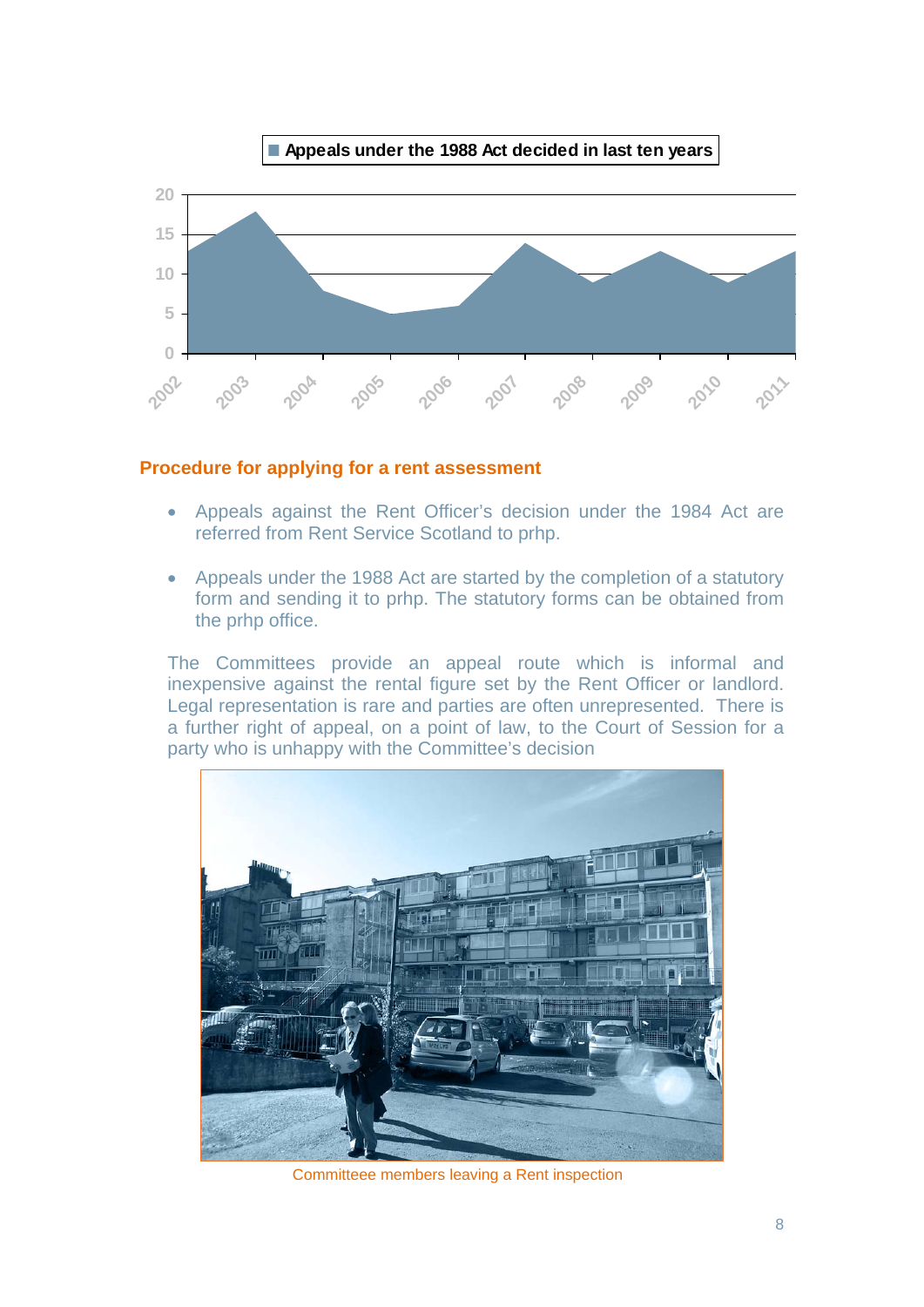Appeals under the 1988 Act decided in last ten years

## Procedure for applying for a rent assessment

- Appeals against the Rent Officer's decision under the 1984 Act are referred from Rent Service Scotland to prhp.
- Appeals under the 1988 Act are started by the completion of a statutory form and sending it to prhp. The statutory forms can be obtained from the prhp office.

The Committees provide an appeal route which is informal and inexpensive against the rental figure set by the Rent Officer or landlord. Legal representation is rare and parties are often unrepresented. There is a further right of appeal, on a point of law, to the Court of Session for a party who is unhappy with the Committee's decision

Committeee members leaving a Rent inspection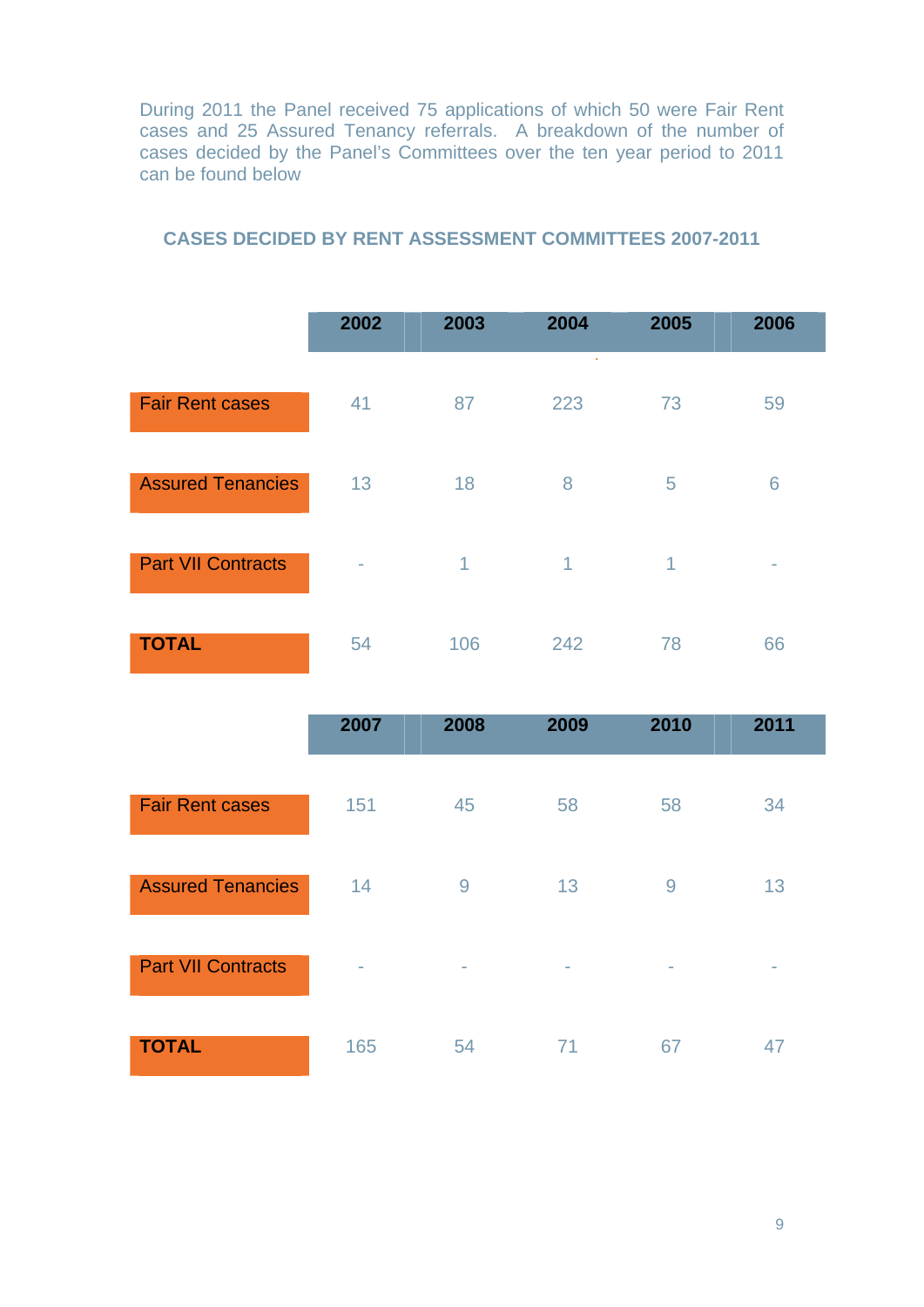During 2011 the Panel received 75 applications of which 50 were Fair Rent cases and 25 Assured Tenancy referrals. A breakdown of the number of cases decided by the Panel's Committees over the ten year period to 2011 can be found below

### CASES DECIDED BY RENT ASSESSMENT COMMITTEES 2007-2011

| | 2002 | 2003 | 2004 | 2005 | 2006 |
|---|---|---|---|---|---|
| Fair Rent cases | 41 | 87 | 223 | 73 | 59 |
| Assured Tenancies | 13 | 18 | 8 | 5 | 6 |
| Part VII Contracts | - | 1 | 1 | 1 | - |
| **TOTAL** | 54 | 106 | 242 | 78 | 66 |

| | 2007 | 2008 | 2009 | 2010 | 2011 |
|---|---|---|---|---|---|
| Fair Rent cases | 151 | 45 | 58 | 58 | 34 |
| Assured Tenancies | 14 | 9 | 13 | 9 | 13 |
| Part VII Contracts | - | - | - | - | - |
| **TOTAL** | 165 | 54 | 71 | 67 | 47 |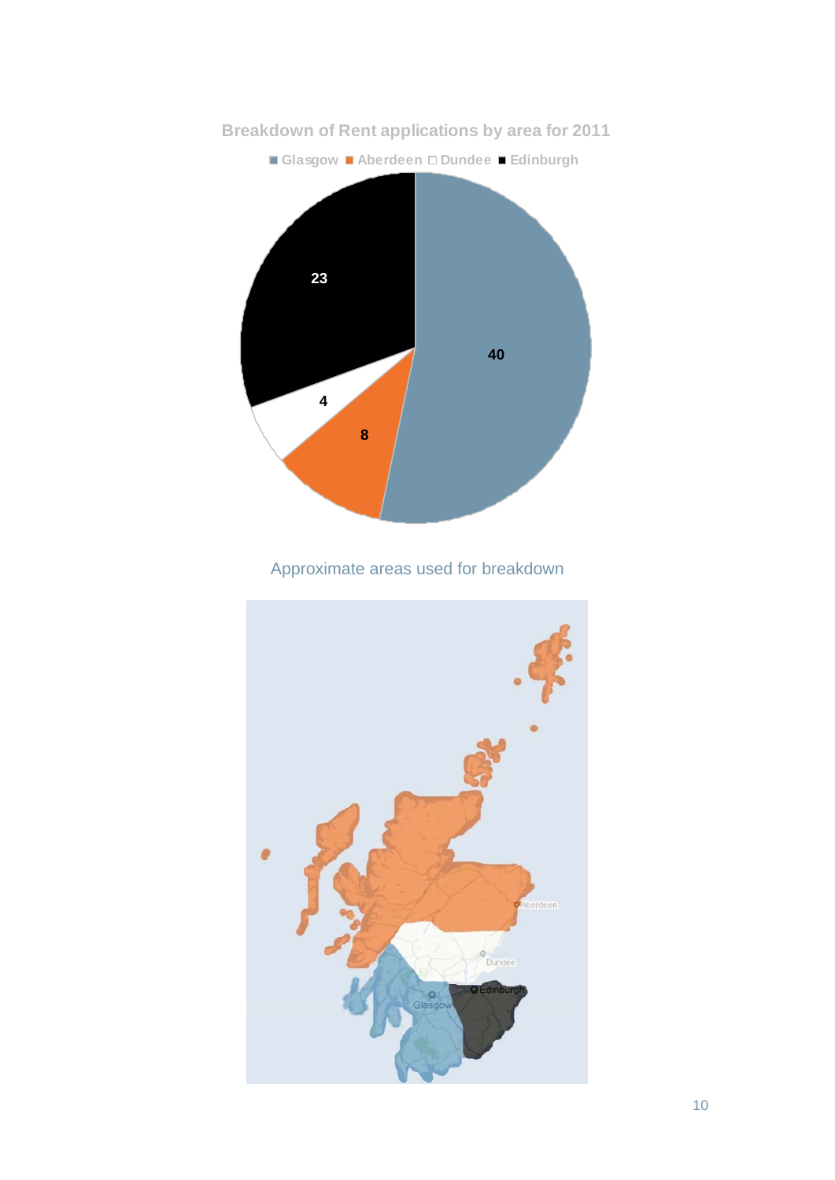**Breakdown of Rent applications by area for 2011**

| Area | Rent applications |
| --- | --- |
| Glasgow | 40 |
| Aberdeen | 8 |
| Dundee | 4 |
| Edinburgh | 23 |

Approximate areas used for breakdown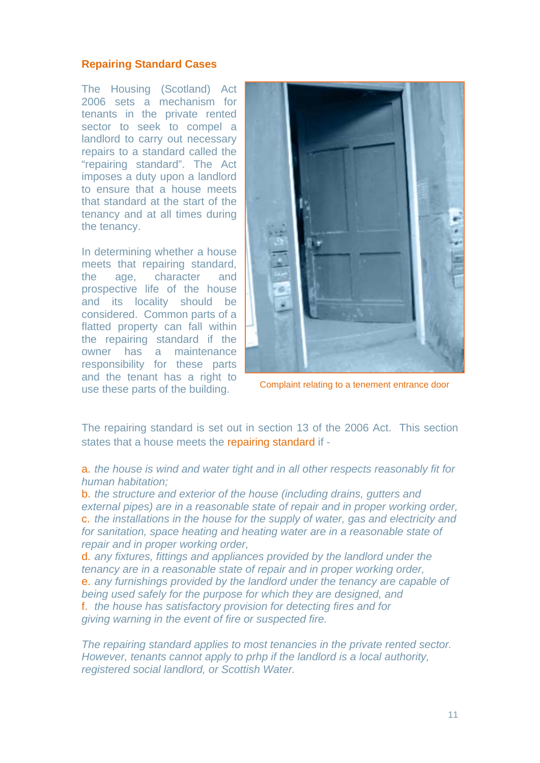## Repairing Standard Cases

The Housing (Scotland) Act 2006 sets a mechanism for tenants in the private rented sector to seek to compel a landlord to carry out necessary repairs to a standard called the "repairing standard". The Act imposes a duty upon a landlord to ensure that a house meets that standard at the start of the tenancy and at all times during the tenancy.

In determining whether a house meets that repairing standard, the age, character and prospective life of the house and its locality should be considered. Common parts of a flatted property can fall within the repairing standard if the owner has a maintenance responsibility for these parts and the tenant has a right to use these parts of the building.

Complaint relating to a tenement entrance door

The repairing standard is set out in section 13 of the 2006 Act. This section states that a house meets the repairing standard if -

a. *the house is wind and water tight and in all other respects reasonably fit for human habitation;*
b. *the structure and exterior of the house (including drains, gutters and external pipes) are in a reasonable state of repair and in proper working order,*
c. *the installations in the house for the supply of water, gas and electricity and for sanitation, space heating and heating water are in a reasonable state of repair and in proper working order,*
d. *any fixtures, fittings and appliances provided by the landlord under the tenancy are in a reasonable state of repair and in proper working order,*
e. *any furnishings provided by the landlord under the tenancy are capable of being used safely for the purpose for which they are designed, and*
f. *the house has satisfactory provision for detecting fires and for giving warning in the event of fire or suspected fire.*

*The repairing standard applies to most tenancies in the private rented sector. However, tenants cannot apply to prhp if the landlord is a local authority, registered social landlord, or Scottish Water.*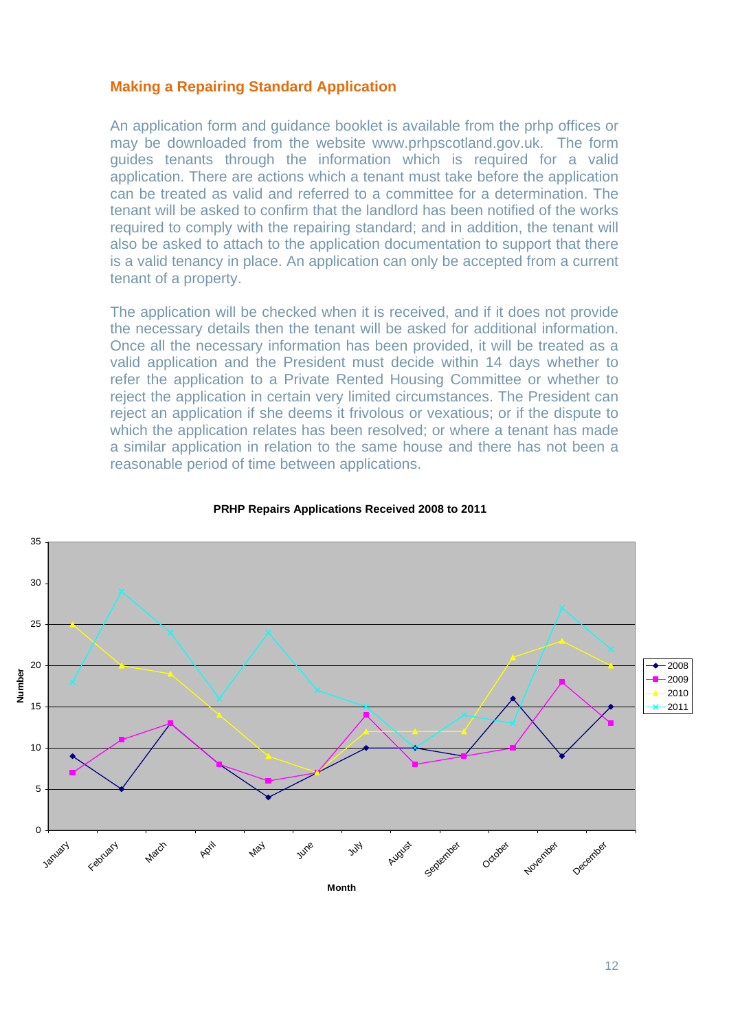## Making a Repairing Standard Application

An application form and guidance booklet is available from the prhp offices or may be downloaded from the website www.prhpscotland.gov.uk. The form guides tenants through the information which is required for a valid application. There are actions which a tenant must take before the application can be treated as valid and referred to a committee for a determination. The tenant will be asked to confirm that the landlord has been notified of the works required to comply with the repairing standard; and in addition, the tenant will also be asked to attach to the application documentation to support that there is a valid tenancy in place. An application can only be accepted from a current tenant of a property.

The application will be checked when it is received, and if it does not provide the necessary details then the tenant will be asked for additional information. Once all the necessary information has been provided, it will be treated as a valid application and the President must decide within 14 days whether to refer the application to a Private Rented Housing Committee or whether to reject the application in certain very limited circumstances. The President can reject an application if she deems it frivolous or vexatious; or if the dispute to which the application relates has been resolved; or where a tenant has made a similar application in relation to the same house and there has not been a reasonable period of time between applications.

**PRHP Repairs Applications Received 2008 to 2011**

| Month | 2008 | 2009 | 2010 | 2011 |
|---|---|---|---|---|
| January | 9 | 7 | 25 | 18 |
| February | 5 | 11 | 20 | 29 |
| March | 13 | 13 | 19 | 24 |
| April | 8 | 8 | 14 | 16 |
| May | 4 | 6 | 9 | 24 |
| June | 7 | 7 | 7 | 17 |
| July | 10 | 14 | 12 | 15 |
| August | 10 | 8 | 12 | 10 |
| September | 9 | 9 | 12 | 14 |
| October | 16 | 10 | 21 | 13 |
| November | 9 | 18 | 23 | 27 |
| December | 15 | 13 | 20 | 22 |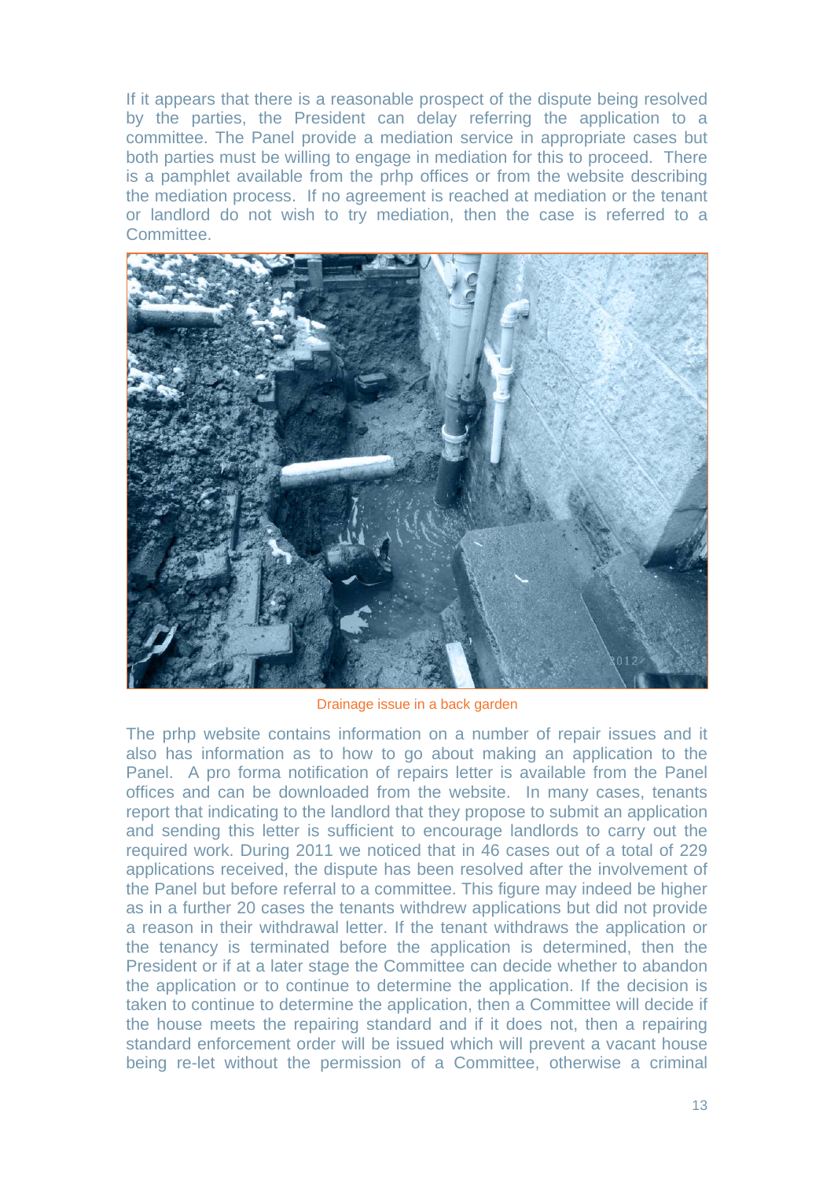If it appears that there is a reasonable prospect of the dispute being resolved by the parties, the President can delay referring the application to a committee. The Panel provide a mediation service in appropriate cases but both parties must be willing to engage in mediation for this to proceed. There is a pamphlet available from the prhp offices or from the website describing the mediation process. If no agreement is reached at mediation or the tenant or landlord do not wish to try mediation, then the case is referred to a Committee.

Drainage issue in a back garden

The prhp website contains information on a number of repair issues and it also has information as to how to go about making an application to the Panel. A pro forma notification of repairs letter is available from the Panel offices and can be downloaded from the website. In many cases, tenants report that indicating to the landlord that they propose to submit an application and sending this letter is sufficient to encourage landlords to carry out the required work. During 2011 we noticed that in 46 cases out of a total of 229 applications received, the dispute has been resolved after the involvement of the Panel but before referral to a committee. This figure may indeed be higher as in a further 20 cases the tenants withdrew applications but did not provide a reason in their withdrawal letter. If the tenant withdraws the application or the tenancy is terminated before the application is determined, then the President or if at a later stage the Committee can decide whether to abandon the application or to continue to determine the application. If the decision is taken to continue to determine the application, then a Committee will decide if the house meets the repairing standard and if it does not, then a repairing standard enforcement order will be issued which will prevent a vacant house being re-let without the permission of a Committee, otherwise a criminal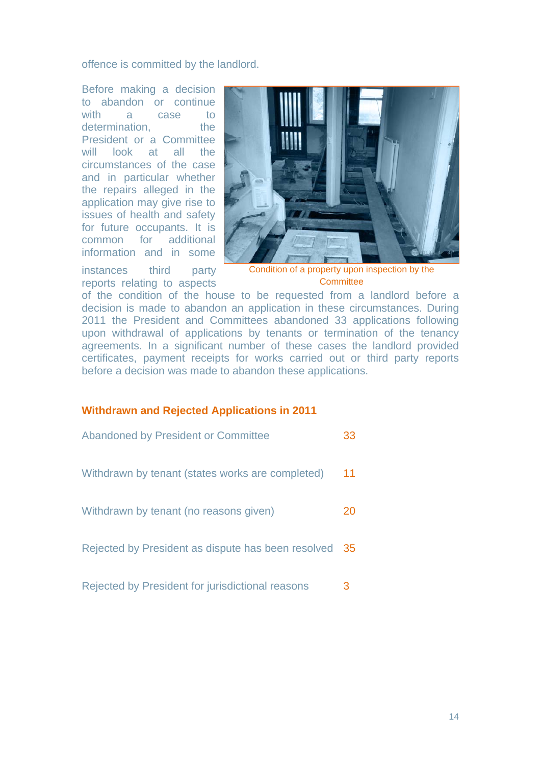offence is committed by the landlord.

Before making a decision to abandon or continue with a case to determination, the President or a Committee will look at all the circumstances of the case and in particular whether the repairs alleged in the application may give rise to issues of health and safety for future occupants. It is common for additional information and in some instances third party reports relating to aspects of the condition of the house to be requested from a landlord before a decision is made to abandon an application in these circumstances. During 2011 the President and Committees abandoned 33 applications following upon withdrawal of applications by tenants or termination of the tenancy agreements. In a significant number of these cases the landlord provided certificates, payment receipts for works carried out or third party reports before a decision was made to abandon these applications.

Condition of a property upon inspection by the Committee

## Withdrawn and Rejected Applications in 2011

| | |
|---|---|
| Abandoned by President or Committee | 33 |
| Withdrawn by tenant (states works are completed) | 11 |
| Withdrawn by tenant (no reasons given) | 20 |
| Rejected by President as dispute has been resolved | 35 |
| Rejected by President for jurisdictional reasons | 3 |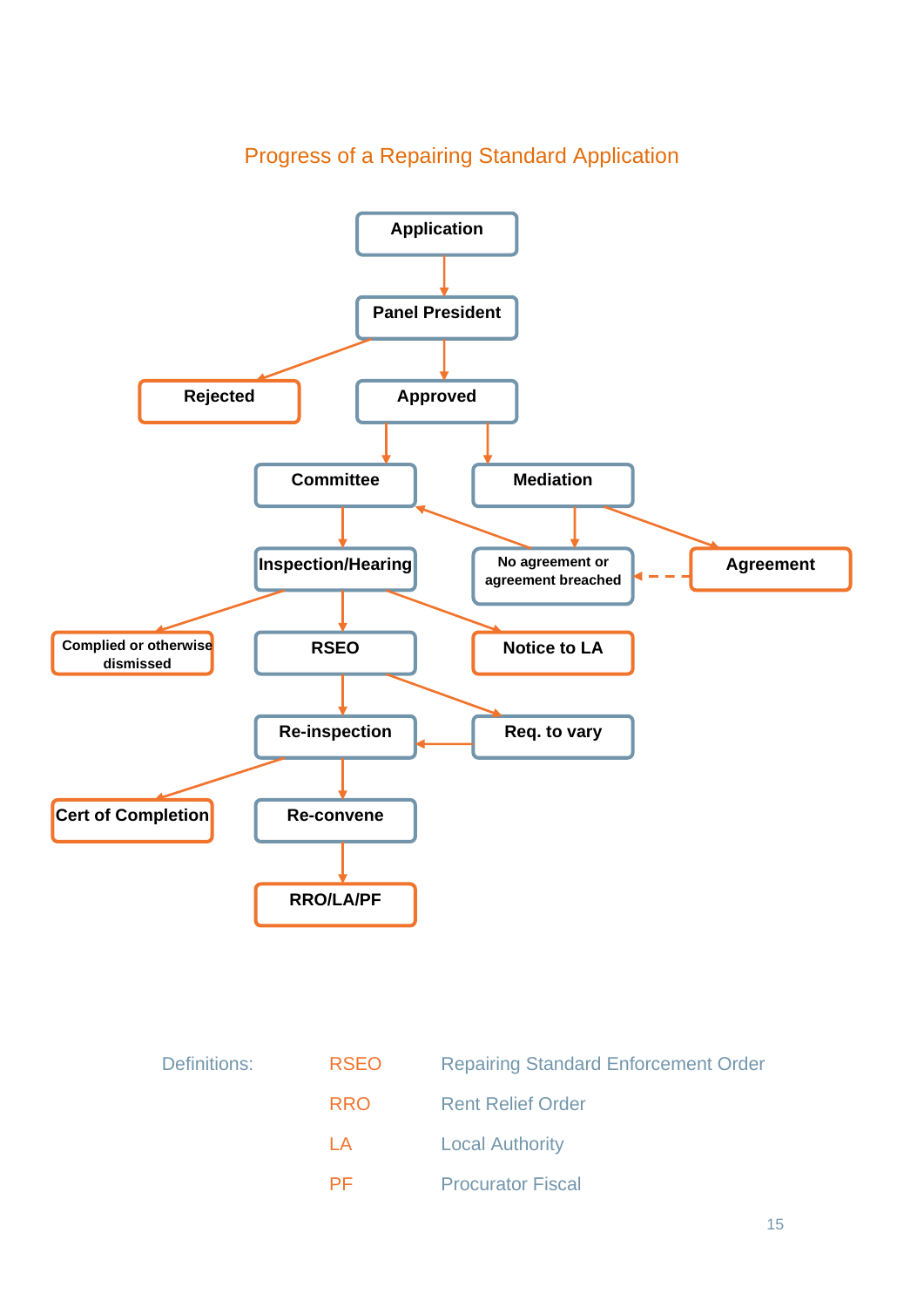## Progress of a Repairing Standard Application

Application

Panel President

Rejected

Approved

Committee

Mediation

Inspection/Hearing

No agreement or agreement breached

Agreement

Complied or otherwise dismissed

RSEO

Notice to LA

Re-inspection

Req. to vary

Cert of Completion

Re-convene

RRO/LA/PF

| Definitions: | RSEO | Repairing Standard Enforcement Order |
|---|---|---|
| | RRO | Rent Relief Order |
| | LA | Local Authority |
| | PF | Procurator Fiscal |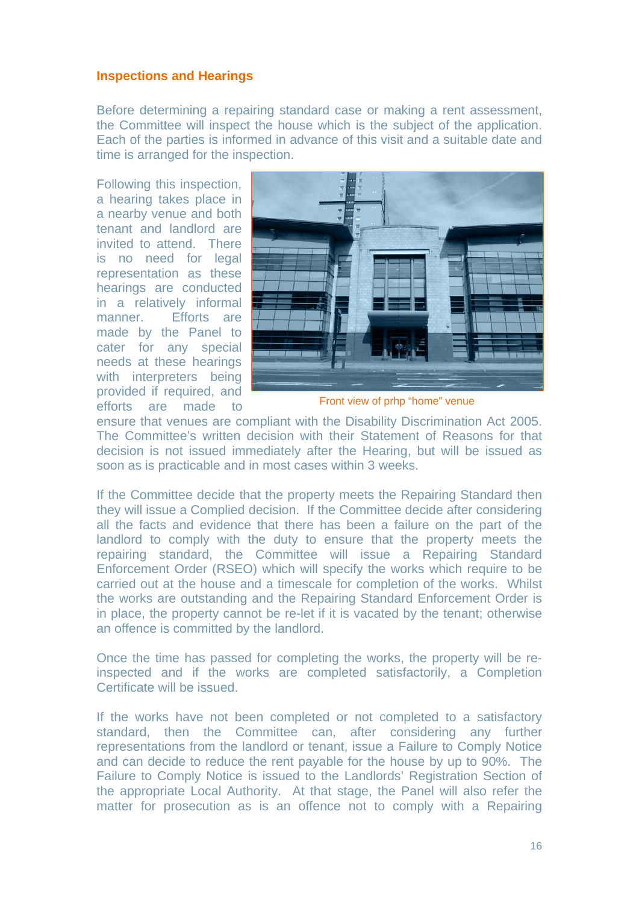## Inspections and Hearings

Before determining a repairing standard case or making a rent assessment, the Committee will inspect the house which is the subject of the application. Each of the parties is informed in advance of this visit and a suitable date and time is arranged for the inspection.

Following this inspection, a hearing takes place in a nearby venue and both tenant and landlord are invited to attend. There is no need for legal representation as these hearings are conducted in a relatively informal manner. Efforts are made by the Panel to cater for any special needs at these hearings with interpreters being provided if required, and efforts are made to ensure that venues are compliant with the Disability Discrimination Act 2005. The Committee's written decision with their Statement of Reasons for that decision is not issued immediately after the Hearing, but will be issued as soon as is practicable and in most cases within 3 weeks.

Front view of prhp "home" venue

If the Committee decide that the property meets the Repairing Standard then they will issue a Complied decision. If the Committee decide after considering all the facts and evidence that there has been a failure on the part of the landlord to comply with the duty to ensure that the property meets the repairing standard, the Committee will issue a Repairing Standard Enforcement Order (RSEO) which will specify the works which require to be carried out at the house and a timescale for completion of the works. Whilst the works are outstanding and the Repairing Standard Enforcement Order is in place, the property cannot be re-let if it is vacated by the tenant; otherwise an offence is committed by the landlord.

Once the time has passed for completing the works, the property will be re-inspected and if the works are completed satisfactorily, a Completion Certificate will be issued.

If the works have not been completed or not completed to a satisfactory standard, then the Committee can, after considering any further representations from the landlord or tenant, issue a Failure to Comply Notice and can decide to reduce the rent payable for the house by up to 90%. The Failure to Comply Notice is issued to the Landlords' Registration Section of the appropriate Local Authority. At that stage, the Panel will also refer the matter for prosecution as is an offence not to comply with a Repairing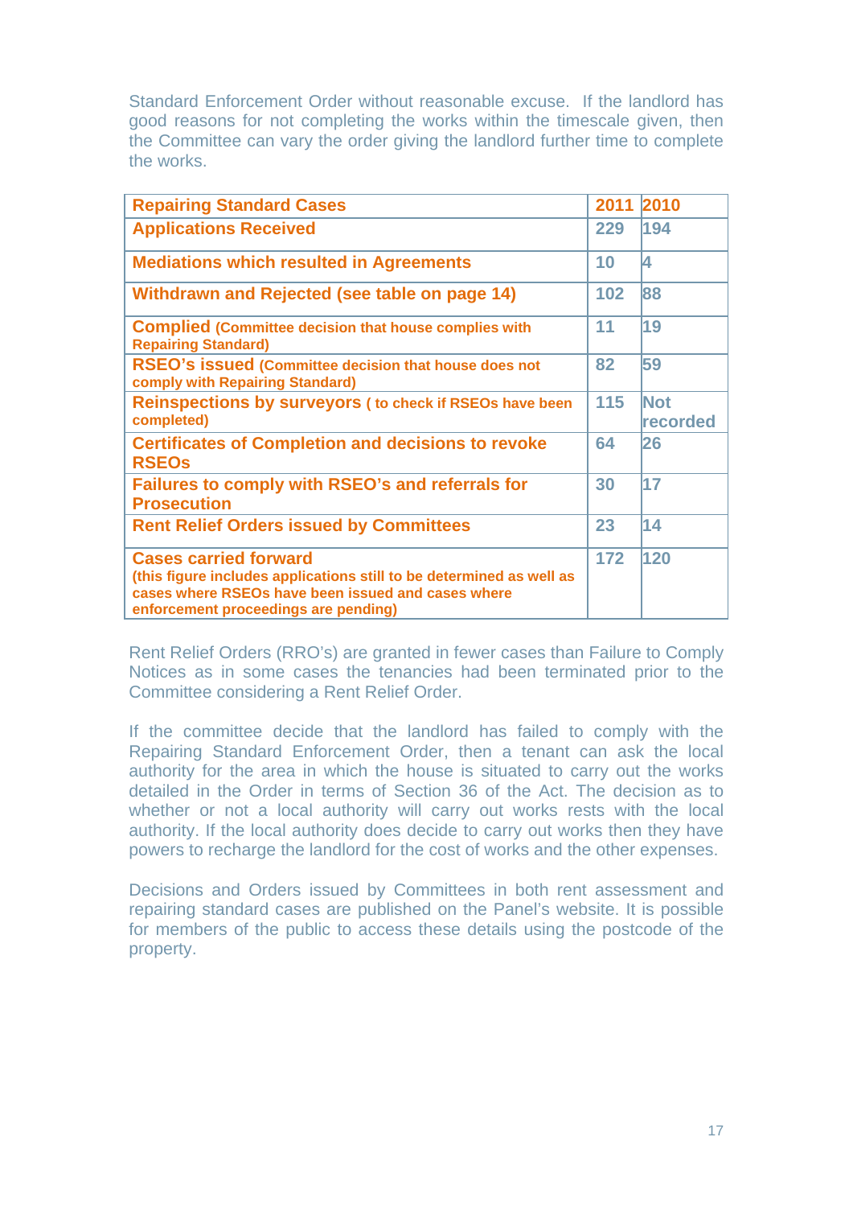Standard Enforcement Order without reasonable excuse. If the landlord has good reasons for not completing the works within the timescale given, then the Committee can vary the order giving the landlord further time to complete the works.

| Repairing Standard Cases | 2011 | 2010 |
|---|---|---|
| Applications Received | 229 | 194 |
| Mediations which resulted in Agreements | 10 | 4 |
| Withdrawn and Rejected (see table on page 14) | 102 | 88 |
| Complied (Committee decision that house complies with Repairing Standard) | 11 | 19 |
| RSEO's issued (Committee decision that house does not comply with Repairing Standard) | 82 | 59 |
| Reinspections by surveyors ( to check if RSEOs have been completed) | 115 | Not recorded |
| Certificates of Completion and decisions to revoke RSEOs | 64 | 26 |
| Failures to comply with RSEO's and referrals for Prosecution | 30 | 17 |
| Rent Relief Orders issued by Committees | 23 | 14 |
| Cases carried forward (this figure includes applications still to be determined as well as cases where RSEOs have been issued and cases where enforcement proceedings are pending) | 172 | 120 |

Rent Relief Orders (RRO's) are granted in fewer cases than Failure to Comply Notices as in some cases the tenancies had been terminated prior to the Committee considering a Rent Relief Order.

If the committee decide that the landlord has failed to comply with the Repairing Standard Enforcement Order, then a tenant can ask the local authority for the area in which the house is situated to carry out the works detailed in the Order in terms of Section 36 of the Act. The decision as to whether or not a local authority will carry out works rests with the local authority. If the local authority does decide to carry out works then they have powers to recharge the landlord for the cost of works and the other expenses.

Decisions and Orders issued by Committees in both rent assessment and repairing standard cases are published on the Panel's website. It is possible for members of the public to access these details using the postcode of the property.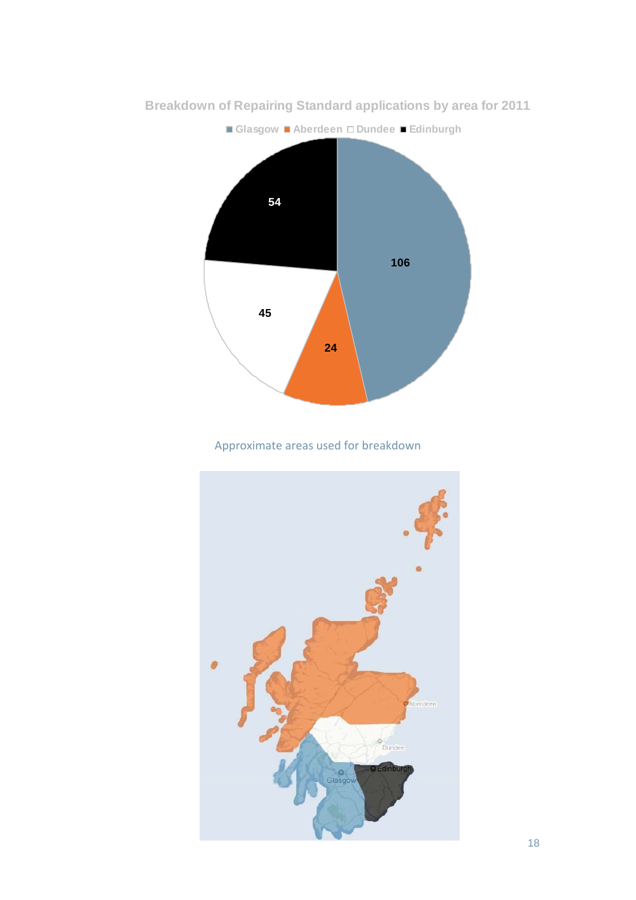**Breakdown of Repairing Standard applications by area for 2011**

| Area | Applications |
|---|---|
| Glasgow | 106 |
| Aberdeen | 24 |
| Dundee | 45 |
| Edinburgh | 54 |

Approximate areas used for breakdown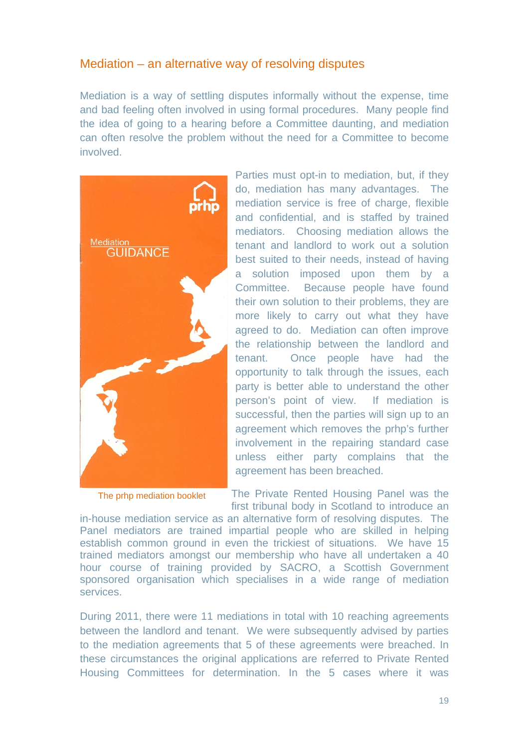## Mediation – an alternative way of resolving disputes

Mediation is a way of settling disputes informally without the expense, time and bad feeling often involved in using formal procedures. Many people find the idea of going to a hearing before a Committee daunting, and mediation can often resolve the problem without the need for a Committee to become involved.

Parties must opt-in to mediation, but, if they do, mediation has many advantages. The mediation service is free of charge, flexible and confidential, and is staffed by trained mediators. Choosing mediation allows the tenant and landlord to work out a solution best suited to their needs, instead of having a solution imposed upon them by a Committee. Because people have found their own solution to their problems, they are more likely to carry out what they have agreed to do. Mediation can often improve the relationship between the landlord and tenant. Once people have had the opportunity to talk through the issues, each party is better able to understand the other person's point of view. If mediation is successful, then the parties will sign up to an agreement which removes the prhp's further involvement in the repairing standard case unless either party complains that the agreement has been breached.

The prhp mediation booklet

The Private Rented Housing Panel was the first tribunal body in Scotland to introduce an in-house mediation service as an alternative form of resolving disputes. The Panel mediators are trained impartial people who are skilled in helping establish common ground in even the trickiest of situations. We have 15 trained mediators amongst our membership who have all undertaken a 40 hour course of training provided by SACRO, a Scottish Government sponsored organisation which specialises in a wide range of mediation services.

During 2011, there were 11 mediations in total with 10 reaching agreements between the landlord and tenant. We were subsequently advised by parties to the mediation agreements that 5 of these agreements were breached. In these circumstances the original applications are referred to Private Rented Housing Committees for determination. In the 5 cases where it was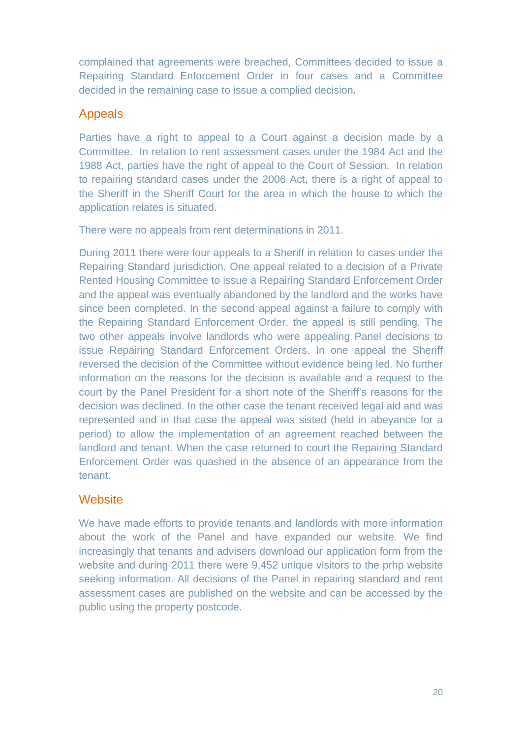complained that agreements were breached, Committees decided to issue a Repairing Standard Enforcement Order in four cases and a Committee decided in the remaining case to issue a complied decision.

## Appeals

Parties have a right to appeal to a Court against a decision made by a Committee. In relation to rent assessment cases under the 1984 Act and the 1988 Act, parties have the right of appeal to the Court of Session. In relation to repairing standard cases under the 2006 Act, there is a right of appeal to the Sheriff in the Sheriff Court for the area in which the house to which the application relates is situated.

There were no appeals from rent determinations in 2011.

During 2011 there were four appeals to a Sheriff in relation to cases under the Repairing Standard jurisdiction. One appeal related to a decision of a Private Rented Housing Committee to issue a Repairing Standard Enforcement Order and the appeal was eventually abandoned by the landlord and the works have since been completed. In the second appeal against a failure to comply with the Repairing Standard Enforcement Order, the appeal is still pending. The two other appeals involve landlords who were appealing Panel decisions to issue Repairing Standard Enforcement Orders. In one appeal the Sheriff reversed the decision of the Committee without evidence being led. No further information on the reasons for the decision is available and a request to the court by the Panel President for a short note of the Sheriff's reasons for the decision was declined. In the other case the tenant received legal aid and was represented and in that case the appeal was sisted (held in abeyance for a period) to allow the implementation of an agreement reached between the landlord and tenant. When the case returned to court the Repairing Standard Enforcement Order was quashed in the absence of an appearance from the tenant.

## Website

We have made efforts to provide tenants and landlords with more information about the work of the Panel and have expanded our website. We find increasingly that tenants and advisers download our application form from the website and during 2011 there were 9,452 unique visitors to the prhp website seeking information. All decisions of the Panel in repairing standard and rent assessment cases are published on the website and can be accessed by the public using the property postcode.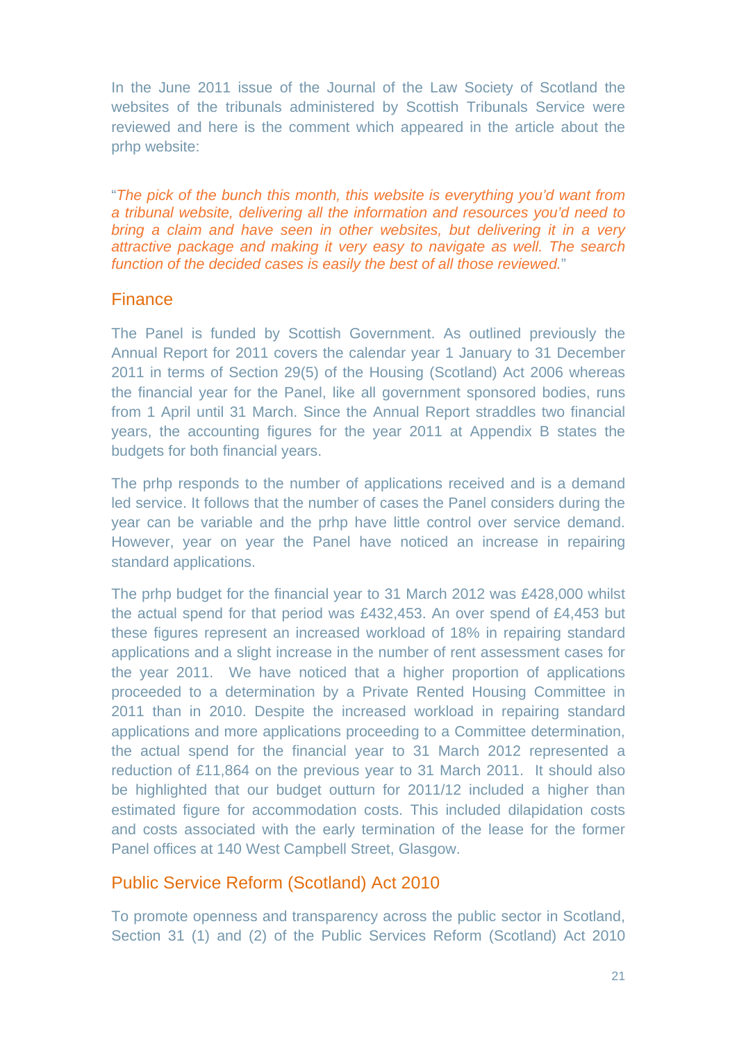In the June 2011 issue of the Journal of the Law Society of Scotland the websites of the tribunals administered by Scottish Tribunals Service were reviewed and here is the comment which appeared in the article about the prhp website:

"*The pick of the bunch this month, this website is everything you'd want from a tribunal website, delivering all the information and resources you'd need to bring a claim and have seen in other websites, but delivering it in a very attractive package and making it very easy to navigate as well. The search function of the decided cases is easily the best of all those reviewed.*"

## Finance

The Panel is funded by Scottish Government. As outlined previously the Annual Report for 2011 covers the calendar year 1 January to 31 December 2011 in terms of Section 29(5) of the Housing (Scotland) Act 2006 whereas the financial year for the Panel, like all government sponsored bodies, runs from 1 April until 31 March. Since the Annual Report straddles two financial years, the accounting figures for the year 2011 at Appendix B states the budgets for both financial years.

The prhp responds to the number of applications received and is a demand led service. It follows that the number of cases the Panel considers during the year can be variable and the prhp have little control over service demand. However, year on year the Panel have noticed an increase in repairing standard applications.

The prhp budget for the financial year to 31 March 2012 was £428,000 whilst the actual spend for that period was £432,453. An over spend of £4,453 but these figures represent an increased workload of 18% in repairing standard applications and a slight increase in the number of rent assessment cases for the year 2011. We have noticed that a higher proportion of applications proceeded to a determination by a Private Rented Housing Committee in 2011 than in 2010. Despite the increased workload in repairing standard applications and more applications proceeding to a Committee determination, the actual spend for the financial year to 31 March 2012 represented a reduction of £11,864 on the previous year to 31 March 2011. It should also be highlighted that our budget outturn for 2011/12 included a higher than estimated figure for accommodation costs. This included dilapidation costs and costs associated with the early termination of the lease for the former Panel offices at 140 West Campbell Street, Glasgow.

## Public Service Reform (Scotland) Act 2010

To promote openness and transparency across the public sector in Scotland, Section 31 (1) and (2) of the Public Services Reform (Scotland) Act 2010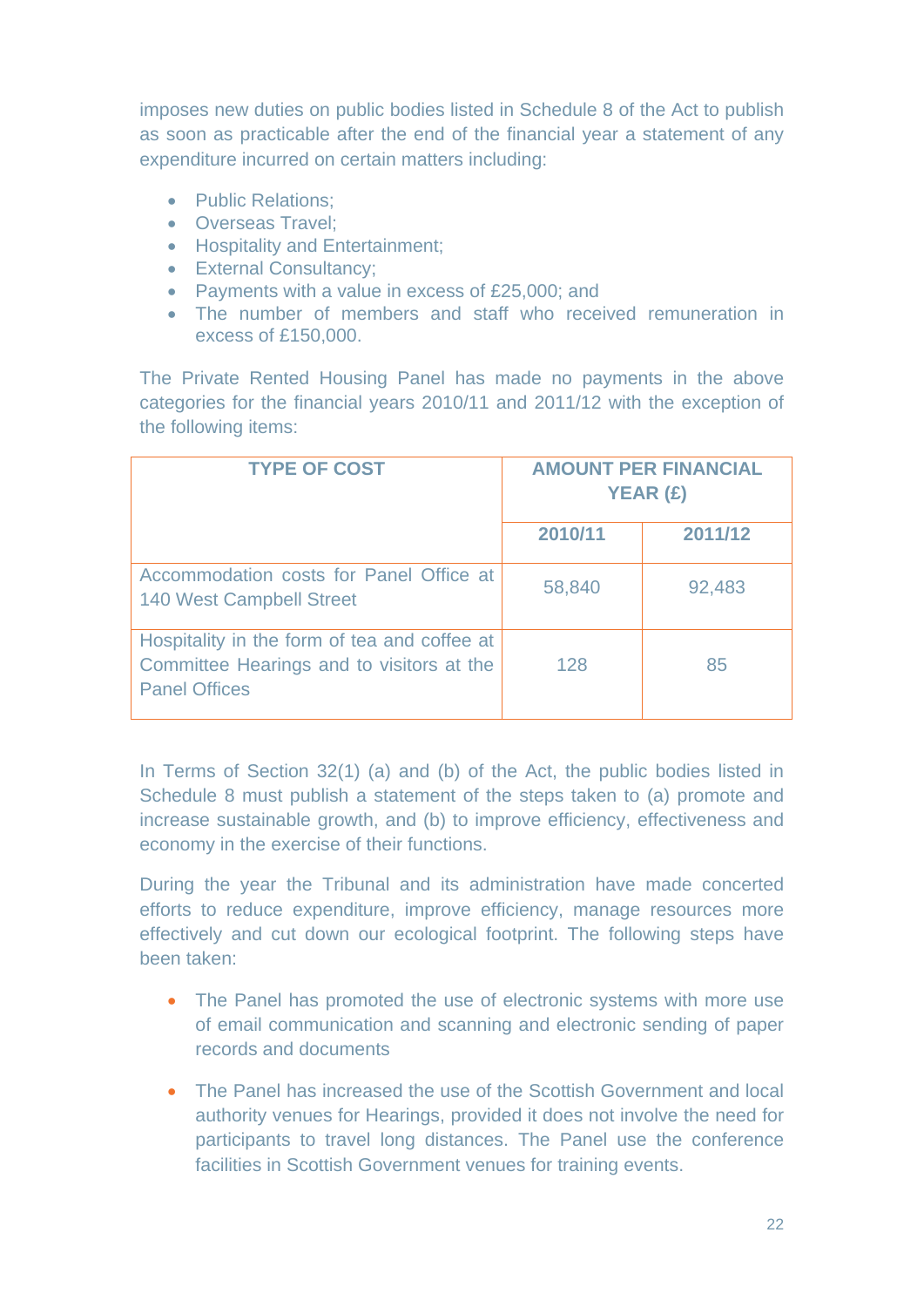imposes new duties on public bodies listed in Schedule 8 of the Act to publish as soon as practicable after the end of the financial year a statement of any expenditure incurred on certain matters including:

- Public Relations;
- Overseas Travel;
- Hospitality and Entertainment;
- External Consultancy;
- Payments with a value in excess of £25,000; and
- The number of members and staff who received remuneration in excess of £150,000.

The Private Rented Housing Panel has made no payments in the above categories for the financial years 2010/11 and 2011/12 with the exception of the following items:

| TYPE OF COST | AMOUNT PER FINANCIAL YEAR (£) | |
|---|---|---|
| | 2010/11 | 2011/12 |
| Accommodation costs for Panel Office at 140 West Campbell Street | 58,840 | 92,483 |
| Hospitality in the form of tea and coffee at Committee Hearings and to visitors at the Panel Offices | 128 | 85 |

In Terms of Section 32(1) (a) and (b) of the Act, the public bodies listed in Schedule 8 must publish a statement of the steps taken to (a) promote and increase sustainable growth, and (b) to improve efficiency, effectiveness and economy in the exercise of their functions.

During the year the Tribunal and its administration have made concerted efforts to reduce expenditure, improve efficiency, manage resources more effectively and cut down our ecological footprint. The following steps have been taken:

- The Panel has promoted the use of electronic systems with more use of email communication and scanning and electronic sending of paper records and documents

- The Panel has increased the use of the Scottish Government and local authority venues for Hearings, provided it does not involve the need for participants to travel long distances. The Panel use the conference facilities in Scottish Government venues for training events.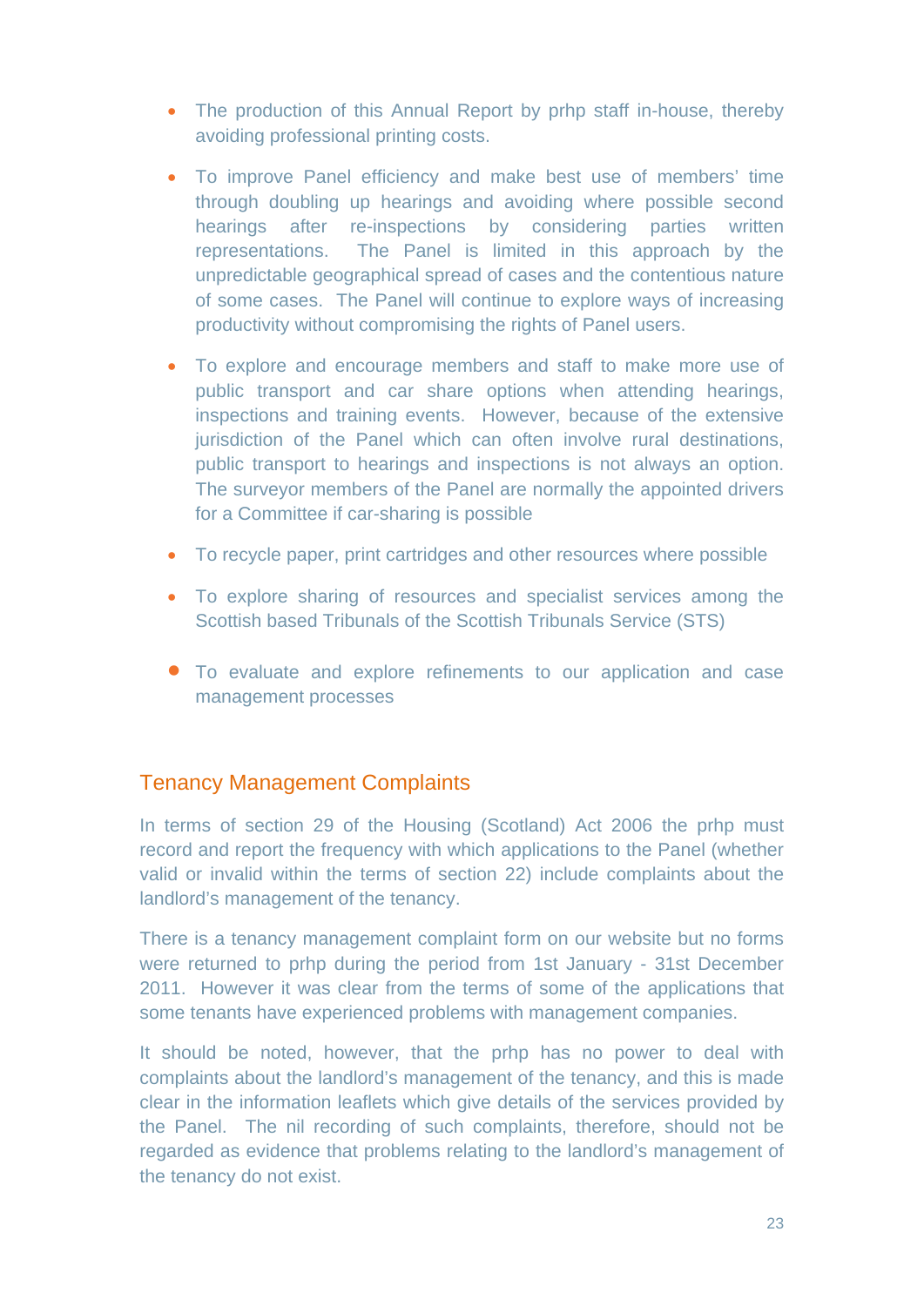- The production of this Annual Report by prhp staff in-house, thereby avoiding professional printing costs.

- To improve Panel efficiency and make best use of members' time through doubling up hearings and avoiding where possible second hearings after re-inspections by considering parties written representations. The Panel is limited in this approach by the unpredictable geographical spread of cases and the contentious nature of some cases. The Panel will continue to explore ways of increasing productivity without compromising the rights of Panel users.

- To explore and encourage members and staff to make more use of public transport and car share options when attending hearings, inspections and training events. However, because of the extensive jurisdiction of the Panel which can often involve rural destinations, public transport to hearings and inspections is not always an option. The surveyor members of the Panel are normally the appointed drivers for a Committee if car-sharing is possible

- To recycle paper, print cartridges and other resources where possible

- To explore sharing of resources and specialist services among the Scottish based Tribunals of the Scottish Tribunals Service (STS)

- To evaluate and explore refinements to our application and case management processes

## Tenancy Management Complaints

In terms of section 29 of the Housing (Scotland) Act 2006 the prhp must record and report the frequency with which applications to the Panel (whether valid or invalid within the terms of section 22) include complaints about the landlord's management of the tenancy.

There is a tenancy management complaint form on our website but no forms were returned to prhp during the period from 1st January - 31st December 2011. However it was clear from the terms of some of the applications that some tenants have experienced problems with management companies.

It should be noted, however, that the prhp has no power to deal with complaints about the landlord's management of the tenancy, and this is made clear in the information leaflets which give details of the services provided by the Panel. The nil recording of such complaints, therefore, should not be regarded as evidence that problems relating to the landlord's management of the tenancy do not exist.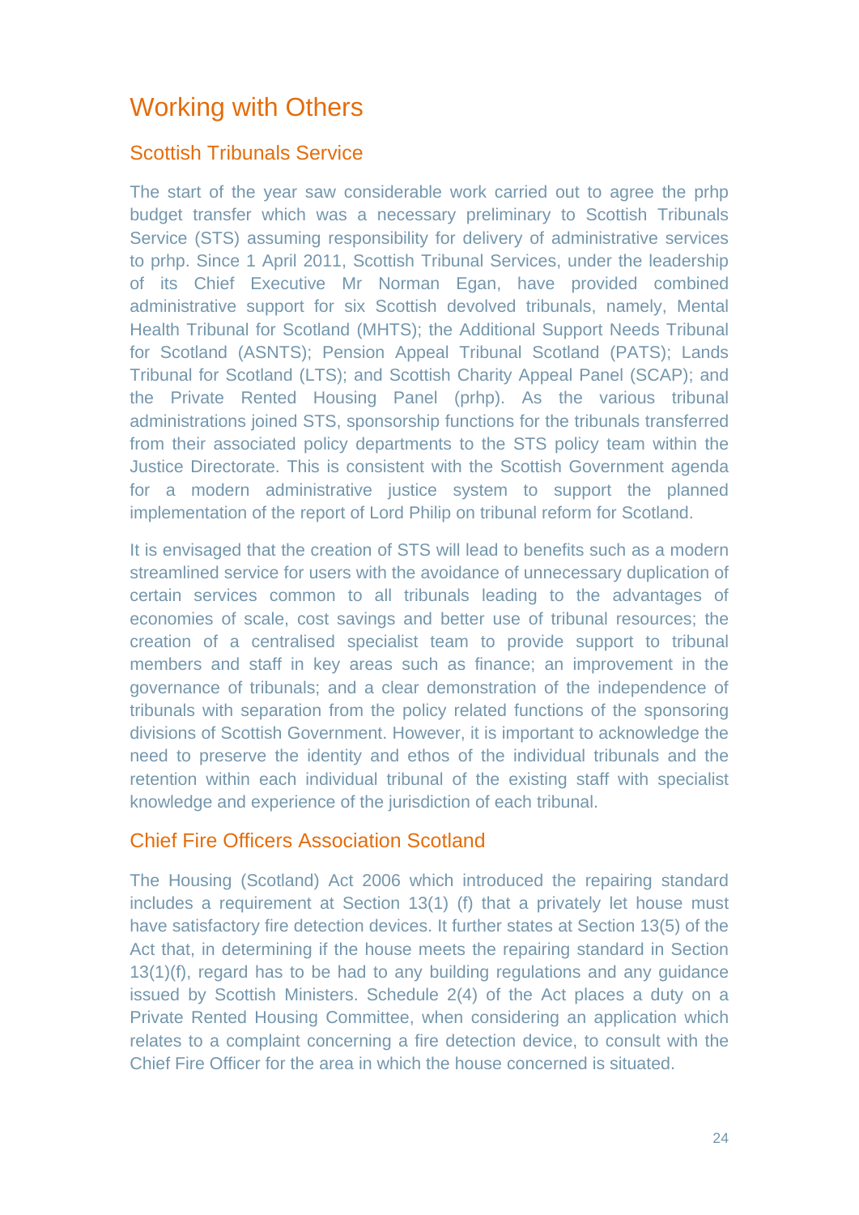# Working with Others

## Scottish Tribunals Service

The start of the year saw considerable work carried out to agree the prhp budget transfer which was a necessary preliminary to Scottish Tribunals Service (STS) assuming responsibility for delivery of administrative services to prhp. Since 1 April 2011, Scottish Tribunal Services, under the leadership of its Chief Executive Mr Norman Egan, have provided combined administrative support for six Scottish devolved tribunals, namely, Mental Health Tribunal for Scotland (MHTS); the Additional Support Needs Tribunal for Scotland (ASNTS); Pension Appeal Tribunal Scotland (PATS); Lands Tribunal for Scotland (LTS); and Scottish Charity Appeal Panel (SCAP); and the Private Rented Housing Panel (prhp). As the various tribunal administrations joined STS, sponsorship functions for the tribunals transferred from their associated policy departments to the STS policy team within the Justice Directorate. This is consistent with the Scottish Government agenda for a modern administrative justice system to support the planned implementation of the report of Lord Philip on tribunal reform for Scotland.

It is envisaged that the creation of STS will lead to benefits such as a modern streamlined service for users with the avoidance of unnecessary duplication of certain services common to all tribunals leading to the advantages of economies of scale, cost savings and better use of tribunal resources; the creation of a centralised specialist team to provide support to tribunal members and staff in key areas such as finance; an improvement in the governance of tribunals; and a clear demonstration of the independence of tribunals with separation from the policy related functions of the sponsoring divisions of Scottish Government. However, it is important to acknowledge the need to preserve the identity and ethos of the individual tribunals and the retention within each individual tribunal of the existing staff with specialist knowledge and experience of the jurisdiction of each tribunal.

## Chief Fire Officers Association Scotland

The Housing (Scotland) Act 2006 which introduced the repairing standard includes a requirement at Section 13(1) (f) that a privately let house must have satisfactory fire detection devices. It further states at Section 13(5) of the Act that, in determining if the house meets the repairing standard in Section 13(1)(f), regard has to be had to any building regulations and any guidance issued by Scottish Ministers. Schedule 2(4) of the Act places a duty on a Private Rented Housing Committee, when considering an application which relates to a complaint concerning a fire detection device, to consult with the Chief Fire Officer for the area in which the house concerned is situated.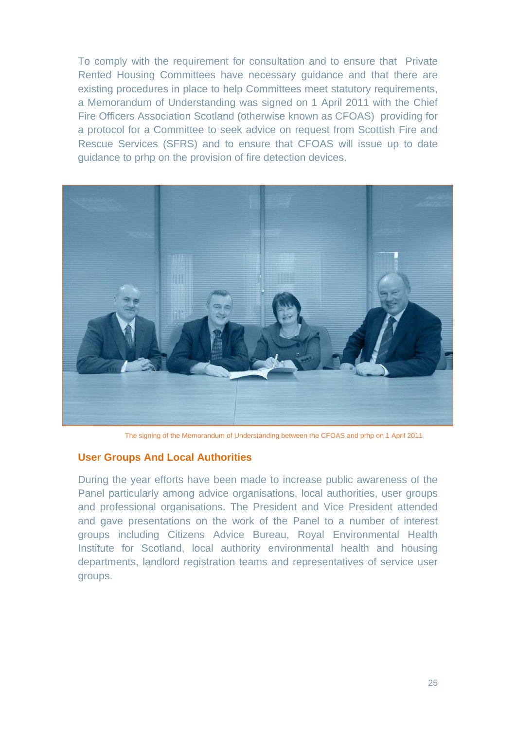To comply with the requirement for consultation and to ensure that Private Rented Housing Committees have necessary guidance and that there are existing procedures in place to help Committees meet statutory requirements, a Memorandum of Understanding was signed on 1 April 2011 with the Chief Fire Officers Association Scotland (otherwise known as CFOAS) providing for a protocol for a Committee to seek advice on request from Scottish Fire and Rescue Services (SFRS) and to ensure that CFOAS will issue up to date guidance to prhp on the provision of fire detection devices.

The signing of the Memorandum of Understanding between the CFOAS and prhp on 1 April 2011

## User Groups And Local Authorities

During the year efforts have been made to increase public awareness of the Panel particularly among advice organisations, local authorities, user groups and professional organisations. The President and Vice President attended and gave presentations on the work of the Panel to a number of interest groups including Citizens Advice Bureau, Royal Environmental Health Institute for Scotland, local authority environmental health and housing departments, landlord registration teams and representatives of service user groups.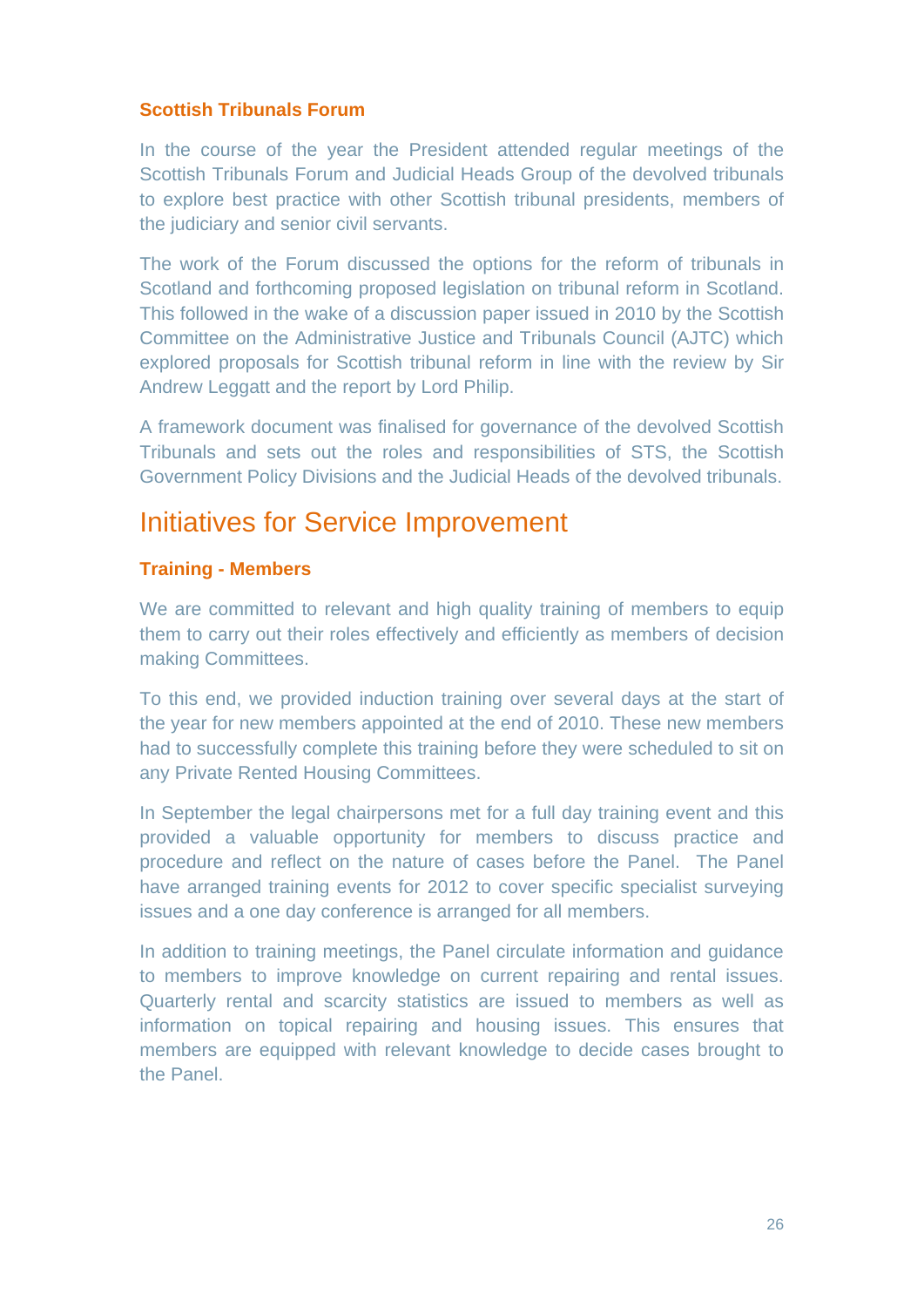### Scottish Tribunals Forum

In the course of the year the President attended regular meetings of the Scottish Tribunals Forum and Judicial Heads Group of the devolved tribunals to explore best practice with other Scottish tribunal presidents, members of the judiciary and senior civil servants.

The work of the Forum discussed the options for the reform of tribunals in Scotland and forthcoming proposed legislation on tribunal reform in Scotland. This followed in the wake of a discussion paper issued in 2010 by the Scottish Committee on the Administrative Justice and Tribunals Council (AJTC) which explored proposals for Scottish tribunal reform in line with the review by Sir Andrew Leggatt and the report by Lord Philip.

A framework document was finalised for governance of the devolved Scottish Tribunals and sets out the roles and responsibilities of STS, the Scottish Government Policy Divisions and the Judicial Heads of the devolved tribunals.

## Initiatives for Service Improvement

### Training - Members

We are committed to relevant and high quality training of members to equip them to carry out their roles effectively and efficiently as members of decision making Committees.

To this end, we provided induction training over several days at the start of the year for new members appointed at the end of 2010. These new members had to successfully complete this training before they were scheduled to sit on any Private Rented Housing Committees.

In September the legal chairpersons met for a full day training event and this provided a valuable opportunity for members to discuss practice and procedure and reflect on the nature of cases before the Panel. The Panel have arranged training events for 2012 to cover specific specialist surveying issues and a one day conference is arranged for all members.

In addition to training meetings, the Panel circulate information and guidance to members to improve knowledge on current repairing and rental issues. Quarterly rental and scarcity statistics are issued to members as well as information on topical repairing and housing issues. This ensures that members are equipped with relevant knowledge to decide cases brought to the Panel.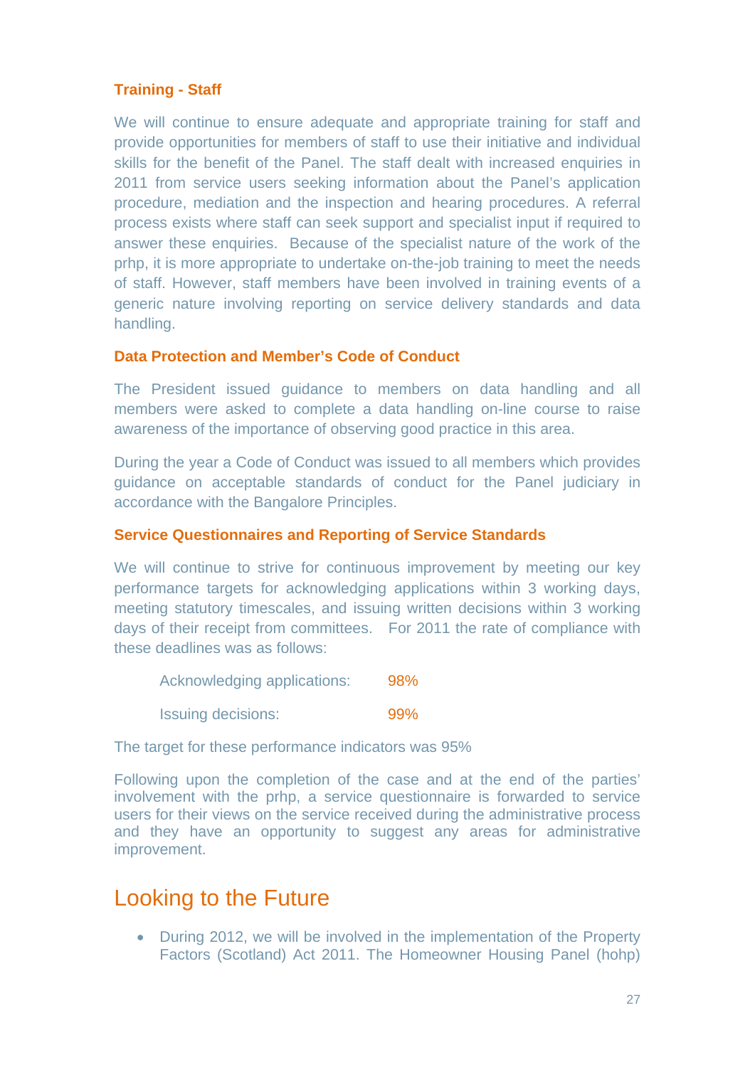### Training - Staff

We will continue to ensure adequate and appropriate training for staff and provide opportunities for members of staff to use their initiative and individual skills for the benefit of the Panel. The staff dealt with increased enquiries in 2011 from service users seeking information about the Panel's application procedure, mediation and the inspection and hearing procedures. A referral process exists where staff can seek support and specialist input if required to answer these enquiries. Because of the specialist nature of the work of the prhp, it is more appropriate to undertake on-the-job training to meet the needs of staff. However, staff members have been involved in training events of a generic nature involving reporting on service delivery standards and data handling.

### Data Protection and Member's Code of Conduct

The President issued guidance to members on data handling and all members were asked to complete a data handling on-line course to raise awareness of the importance of observing good practice in this area.

During the year a Code of Conduct was issued to all members which provides guidance on acceptable standards of conduct for the Panel judiciary in accordance with the Bangalore Principles.

### Service Questionnaires and Reporting of Service Standards

We will continue to strive for continuous improvement by meeting our key performance targets for acknowledging applications within 3 working days, meeting statutory timescales, and issuing written decisions within 3 working days of their receipt from committees. For 2011 the rate of compliance with these deadlines was as follows:

| | |
|---|---|
| Acknowledging applications: | 98% |
| Issuing decisions: | 99% |

The target for these performance indicators was 95%

Following upon the completion of the case and at the end of the parties' involvement with the prhp, a service questionnaire is forwarded to service users for their views on the service received during the administrative process and they have an opportunity to suggest any areas for administrative improvement.

## Looking to the Future

- During 2012, we will be involved in the implementation of the Property Factors (Scotland) Act 2011. The Homeowner Housing Panel (hohp)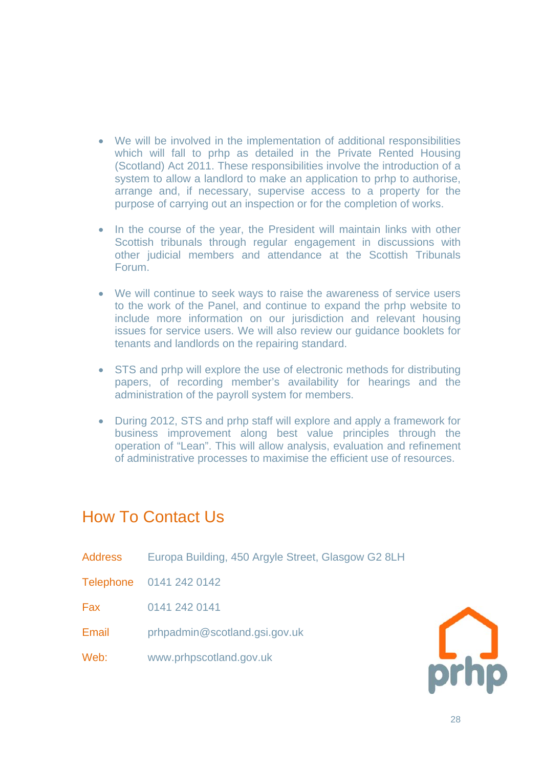- We will be involved in the implementation of additional responsibilities which will fall to prhp as detailed in the Private Rented Housing (Scotland) Act 2011. These responsibilities involve the introduction of a system to allow a landlord to make an application to prhp to authorise, arrange and, if necessary, supervise access to a property for the purpose of carrying out an inspection or for the completion of works.

- In the course of the year, the President will maintain links with other Scottish tribunals through regular engagement in discussions with other judicial members and attendance at the Scottish Tribunals Forum.

- We will continue to seek ways to raise the awareness of service users to the work of the Panel, and continue to expand the prhp website to include more information on our jurisdiction and relevant housing issues for service users. We will also review our guidance booklets for tenants and landlords on the repairing standard.

- STS and prhp will explore the use of electronic methods for distributing papers, of recording member's availability for hearings and the administration of the payroll system for members.

- During 2012, STS and prhp staff will explore and apply a framework for business improvement along best value principles through the operation of "Lean". This will allow analysis, evaluation and refinement of administrative processes to maximise the efficient use of resources.

## How To Contact Us

| | |
|---|---|
| Address | Europa Building, 450 Argyle Street, Glasgow G2 8LH |
| Telephone | 0141 242 0142 |
| Fax | 0141 242 0141 |
| Email | prhpadmin@scotland.gsi.gov.uk |
| Web: | www.prhpscotland.gov.uk |

prhp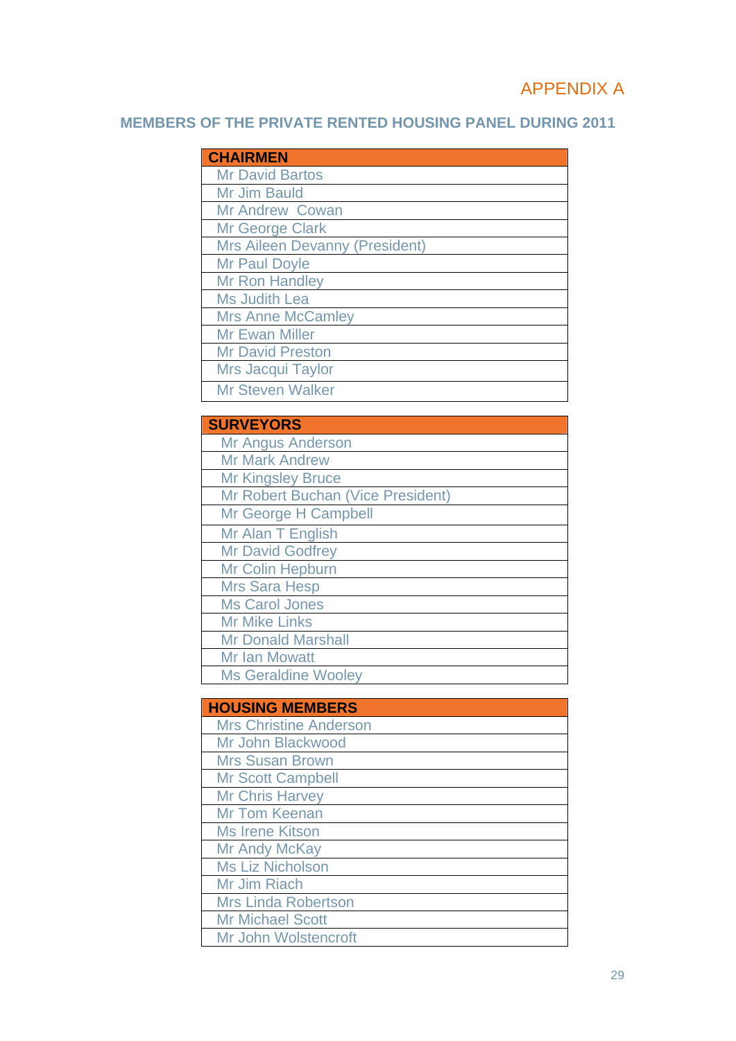APPENDIX A

## MEMBERS OF THE PRIVATE RENTED HOUSING PANEL DURING 2011

| CHAIRMEN |
|---|
| Mr David Bartos |
| Mr Jim Bauld |
| Mr Andrew Cowan |
| Mr George Clark |
| Mrs Aileen Devanny (President) |
| Mr Paul Doyle |
| Mr Ron Handley |
| Ms Judith Lea |
| Mrs Anne McCamley |
| Mr Ewan Miller |
| Mr David Preston |
| Mrs Jacqui Taylor |
| Mr Steven Walker |

| SURVEYORS |
|---|
| Mr Angus Anderson |
| Mr Mark Andrew |
| Mr Kingsley Bruce |
| Mr Robert Buchan (Vice President) |
| Mr George H Campbell |
| Mr Alan T English |
| Mr David Godfrey |
| Mr Colin Hepburn |
| Mrs Sara Hesp |
| Ms Carol Jones |
| Mr Mike Links |
| Mr Donald Marshall |
| Mr Ian Mowatt |
| Ms Geraldine Wooley |

| HOUSING MEMBERS |
|---|
| Mrs Christine Anderson |
| Mr John Blackwood |
| Mrs Susan Brown |
| Mr Scott Campbell |
| Mr Chris Harvey |
| Mr Tom Keenan |
| Ms Irene Kitson |
| Mr Andy McKay |
| Ms Liz Nicholson |
| Mr Jim Riach |
| Mrs Linda Robertson |
| Mr Michael Scott |
| Mr John Wolstencroft |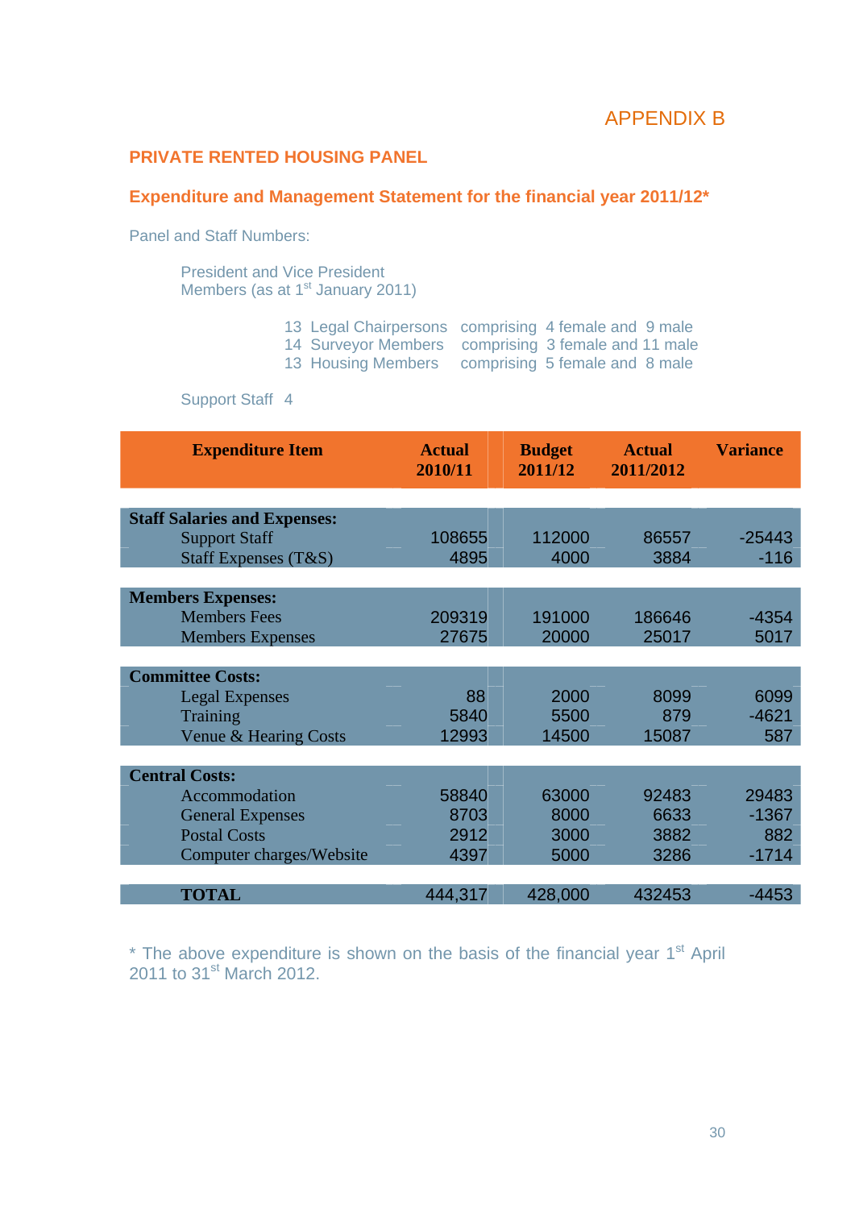APPENDIX B

## PRIVATE RENTED HOUSING PANEL

### Expenditure and Management Statement for the financial year 2011/12*

Panel and Staff Numbers:

President and Vice President
Members (as at 1st January 2011)

13 Legal Chairpersons comprising 4 female and 9 male
14 Surveyor Members comprising 3 female and 11 male
13 Housing Members comprising 5 female and 8 male

Support Staff 4

| Expenditure Item | Actual 2010/11 | Budget 2011/12 | Actual 2011/2012 | Variance |
|---|---|---|---|---|
| **Staff Salaries and Expenses:** | | | | |
| Support Staff | 108655 | 112000 | 86557 | -25443 |
| Staff Expenses (T&S) | 4895 | 4000 | 3884 | -116 |
| **Members Expenses:** | | | | |
| Members Fees | 209319 | 191000 | 186646 | -4354 |
| Members Expenses | 27675 | 20000 | 25017 | 5017 |
| **Committee Costs:** | | | | |
| Legal Expenses | 88 | 2000 | 8099 | 6099 |
| Training | 5840 | 5500 | 879 | -4621 |
| Venue & Hearing Costs | 12993 | 14500 | 15087 | 587 |
| **Central Costs:** | | | | |
| Accommodation | 58840 | 63000 | 92483 | 29483 |
| General Expenses | 8703 | 8000 | 6633 | -1367 |
| Postal Costs | 2912 | 3000 | 3882 | 882 |
| Computer charges/Website | 4397 | 5000 | 3286 | -1714 |
| **TOTAL** | 444,317 | 428,000 | 432453 | -4453 |

* The above expenditure is shown on the basis of the financial year 1st April 2011 to 31st March 2012.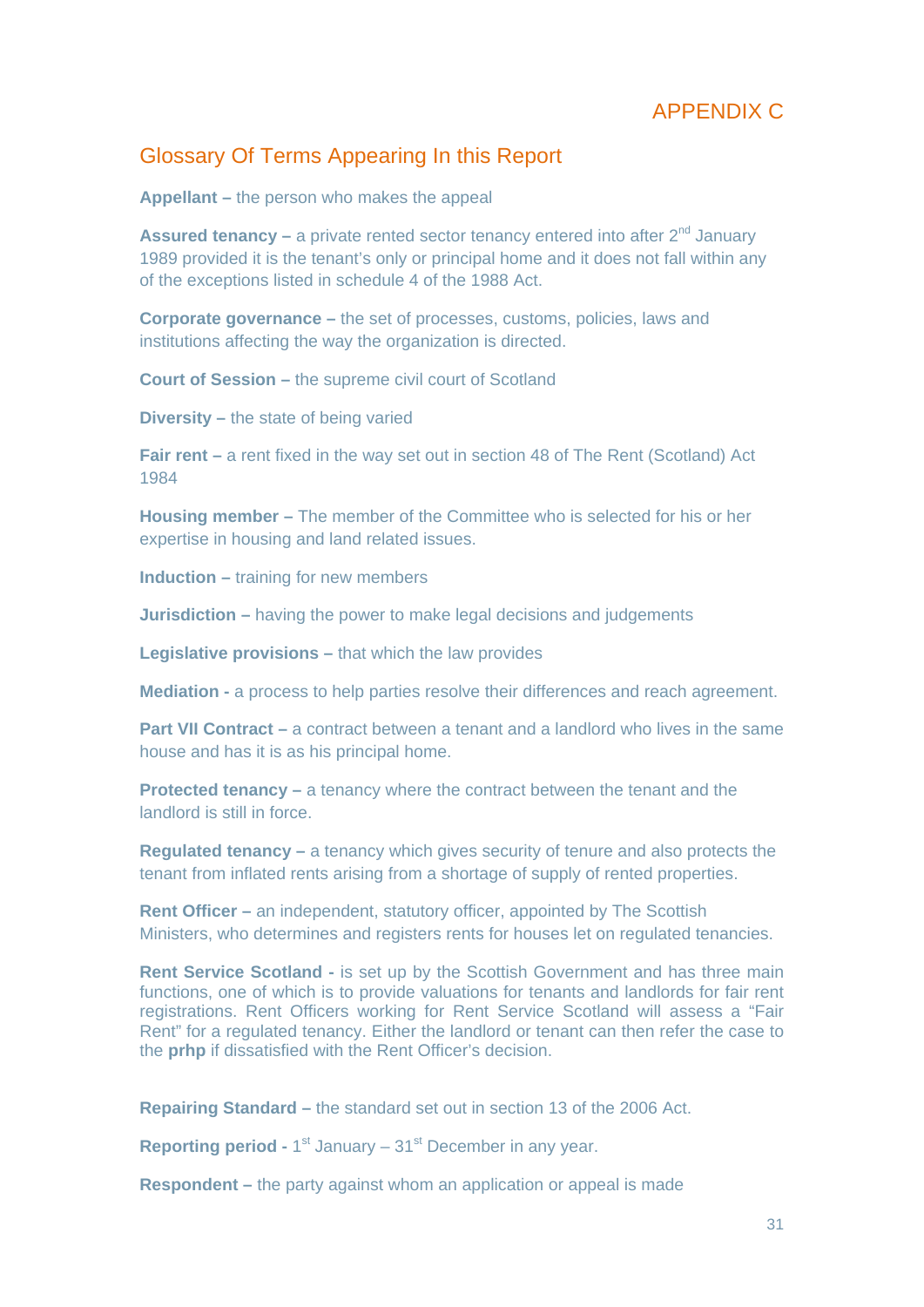# APPENDIX C

## Glossary Of Terms Appearing In this Report

**Appellant –** the person who makes the appeal

**Assured tenancy –** a private rented sector tenancy entered into after 2nd January 1989 provided it is the tenant's only or principal home and it does not fall within any of the exceptions listed in schedule 4 of the 1988 Act.

**Corporate governance –** the set of processes, customs, policies, laws and institutions affecting the way the organization is directed.

**Court of Session –** the supreme civil court of Scotland

**Diversity –** the state of being varied

**Fair rent –** a rent fixed in the way set out in section 48 of The Rent (Scotland) Act 1984

**Housing member –** The member of the Committee who is selected for his or her expertise in housing and land related issues.

**Induction –** training for new members

**Jurisdiction –** having the power to make legal decisions and judgements

**Legislative provisions –** that which the law provides

**Mediation -** a process to help parties resolve their differences and reach agreement.

**Part VII Contract –** a contract between a tenant and a landlord who lives in the same house and has it is as his principal home.

**Protected tenancy –** a tenancy where the contract between the tenant and the landlord is still in force.

**Regulated tenancy –** a tenancy which gives security of tenure and also protects the tenant from inflated rents arising from a shortage of supply of rented properties.

**Rent Officer –** an independent, statutory officer, appointed by The Scottish Ministers, who determines and registers rents for houses let on regulated tenancies.

**Rent Service Scotland -** is set up by the Scottish Government and has three main functions, one of which is to provide valuations for tenants and landlords for fair rent registrations. Rent Officers working for Rent Service Scotland will assess a "Fair Rent" for a regulated tenancy. Either the landlord or tenant can then refer the case to the **prhp** if dissatisfied with the Rent Officer's decision.

**Repairing Standard –** the standard set out in section 13 of the 2006 Act.

**Reporting period -** 1st January – 31st December in any year.

**Respondent –** the party against whom an application or appeal is made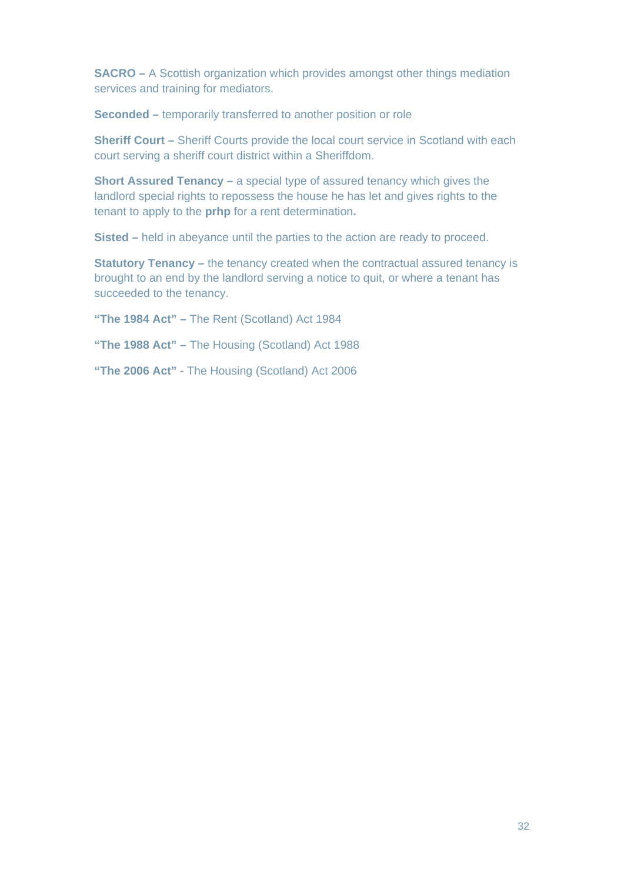**SACRO –** A Scottish organization which provides amongst other things mediation services and training for mediators.

**Seconded –** temporarily transferred to another position or role

**Sheriff Court –** Sheriff Courts provide the local court service in Scotland with each court serving a sheriff court district within a Sheriffdom.

**Short Assured Tenancy –** a special type of assured tenancy which gives the landlord special rights to repossess the house he has let and gives rights to the tenant to apply to the **prhp** for a rent determination**.**

**Sisted –** held in abeyance until the parties to the action are ready to proceed.

**Statutory Tenancy –** the tenancy created when the contractual assured tenancy is brought to an end by the landlord serving a notice to quit, or where a tenant has succeeded to the tenancy.

**"The 1984 Act" –** The Rent (Scotland) Act 1984

**"The 1988 Act" –** The Housing (Scotland) Act 1988

**"The 2006 Act" -** The Housing (Scotland) Act 2006